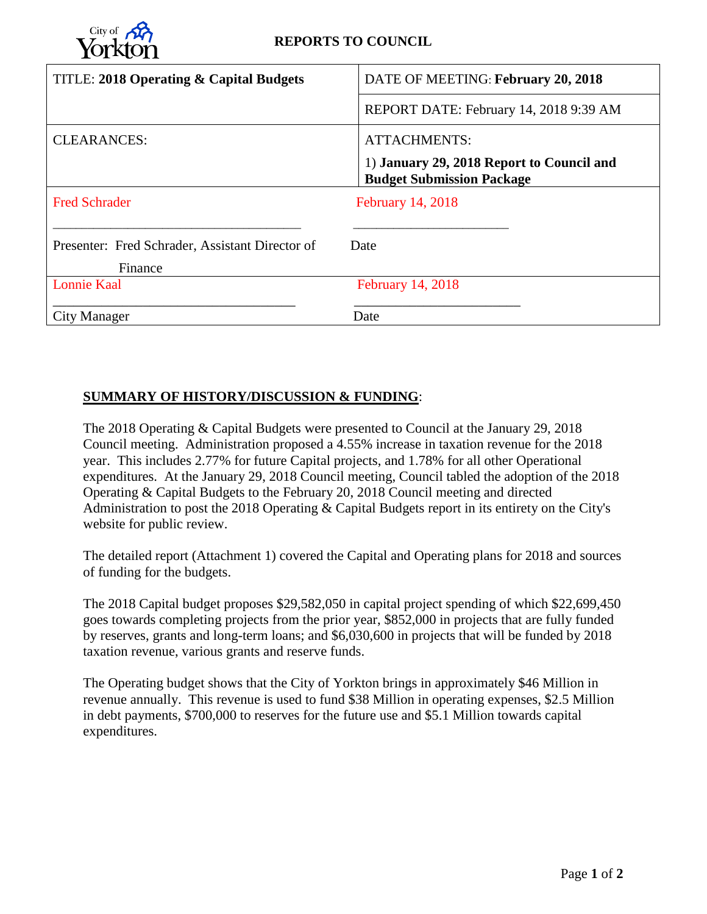City of Yorkton

**REPORTS TO COUNCIL**

| TITLE: **2018 Operating & Capital Budgets** | DATE OF MEETING: **February 20, 2018** |
|---|---|
| | REPORT DATE: February 14, 2018 9:39 AM |
| CLEARANCES: | ATTACHMENTS: 1) **January 29, 2018 Report to Council and Budget Submission Package** |
| Fred Schrader | February 14, 2018 |
| Presenter: Fred Schrader, Assistant Director of Finance | Date |
| Lonnie Kaal | February 14, 2018 |
| City Manager | Date |

**SUMMARY OF HISTORY/DISCUSSION & FUNDING**:

The 2018 Operating & Capital Budgets were presented to Council at the January 29, 2018 Council meeting. Administration proposed a 4.55% increase in taxation revenue for the 2018 year. This includes 2.77% for future Capital projects, and 1.78% for all other Operational expenditures. At the January 29, 2018 Council meeting, Council tabled the adoption of the 2018 Operating & Capital Budgets to the February 20, 2018 Council meeting and directed Administration to post the 2018 Operating & Capital Budgets report in its entirety on the City's website for public review.

The detailed report (Attachment 1) covered the Capital and Operating plans for 2018 and sources of funding for the budgets.

The 2018 Capital budget proposes $29,582,050 in capital project spending of which $22,699,450 goes towards completing projects from the prior year, $852,000 in projects that are fully funded by reserves, grants and long-term loans; and $6,030,600 in projects that will be funded by 2018 taxation revenue, various grants and reserve funds.

The Operating budget shows that the City of Yorkton brings in approximately $46 Million in revenue annually. This revenue is used to fund $38 Million in operating expenses, $2.5 Million in debt payments, $700,000 to reserves for the future use and $5.1 Million towards capital expenditures.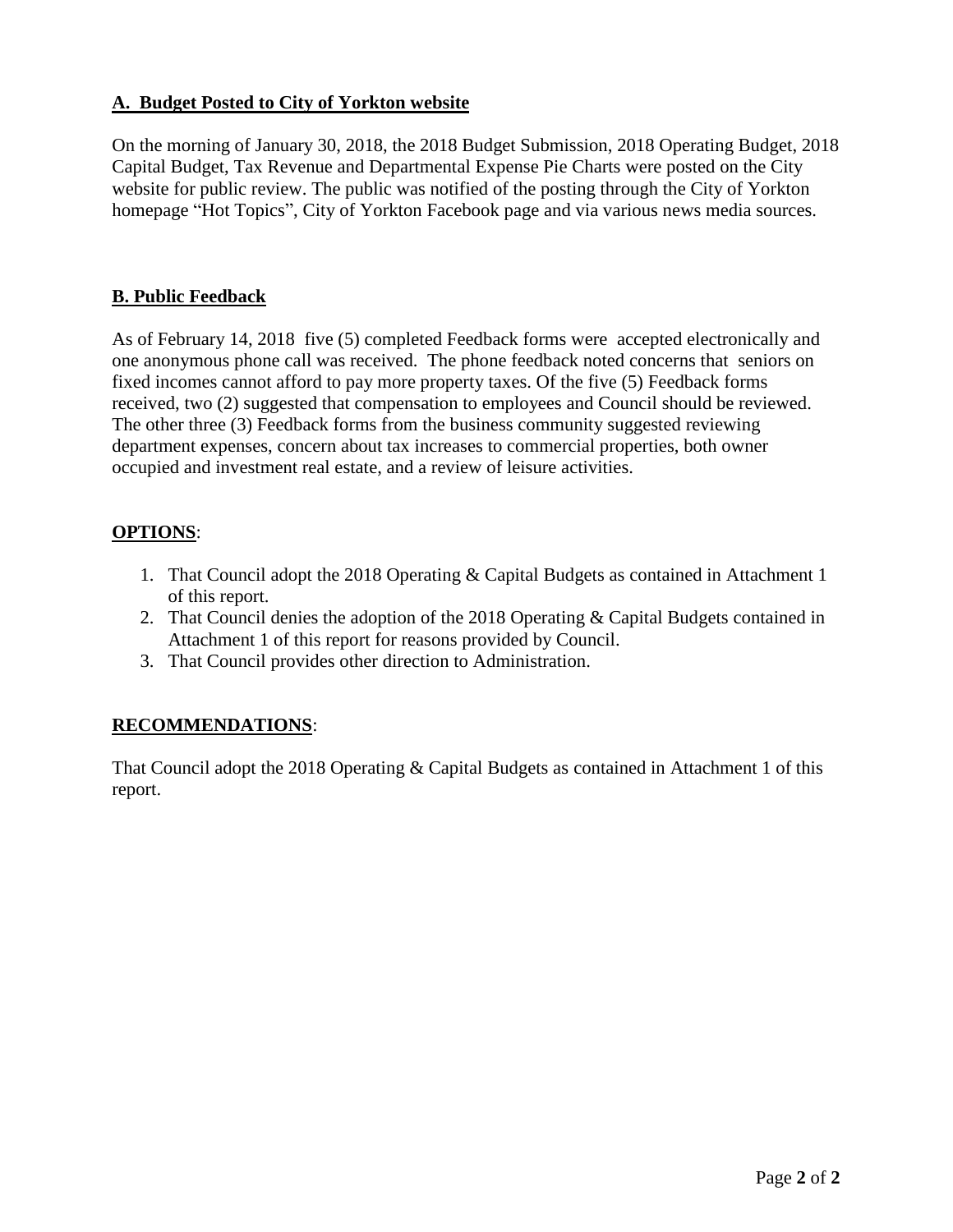## A. Budget Posted to City of Yorkton website

On the morning of January 30, 2018, the 2018 Budget Submission, 2018 Operating Budget, 2018 Capital Budget, Tax Revenue and Departmental Expense Pie Charts were posted on the City website for public review. The public was notified of the posting through the City of Yorkton homepage "Hot Topics", City of Yorkton Facebook page and via various news media sources.

## B. Public Feedback

As of February 14, 2018 five (5) completed Feedback forms were accepted electronically and one anonymous phone call was received. The phone feedback noted concerns that seniors on fixed incomes cannot afford to pay more property taxes. Of the five (5) Feedback forms received, two (2) suggested that compensation to employees and Council should be reviewed. The other three (3) Feedback forms from the business community suggested reviewing department expenses, concern about tax increases to commercial properties, both owner occupied and investment real estate, and a review of leisure activities.

## OPTIONS:

1. That Council adopt the 2018 Operating & Capital Budgets as contained in Attachment 1 of this report.
2. That Council denies the adoption of the 2018 Operating & Capital Budgets contained in Attachment 1 of this report for reasons provided by Council.
3. That Council provides other direction to Administration.

## RECOMMENDATIONS:

That Council adopt the 2018 Operating & Capital Budgets as contained in Attachment 1 of this report.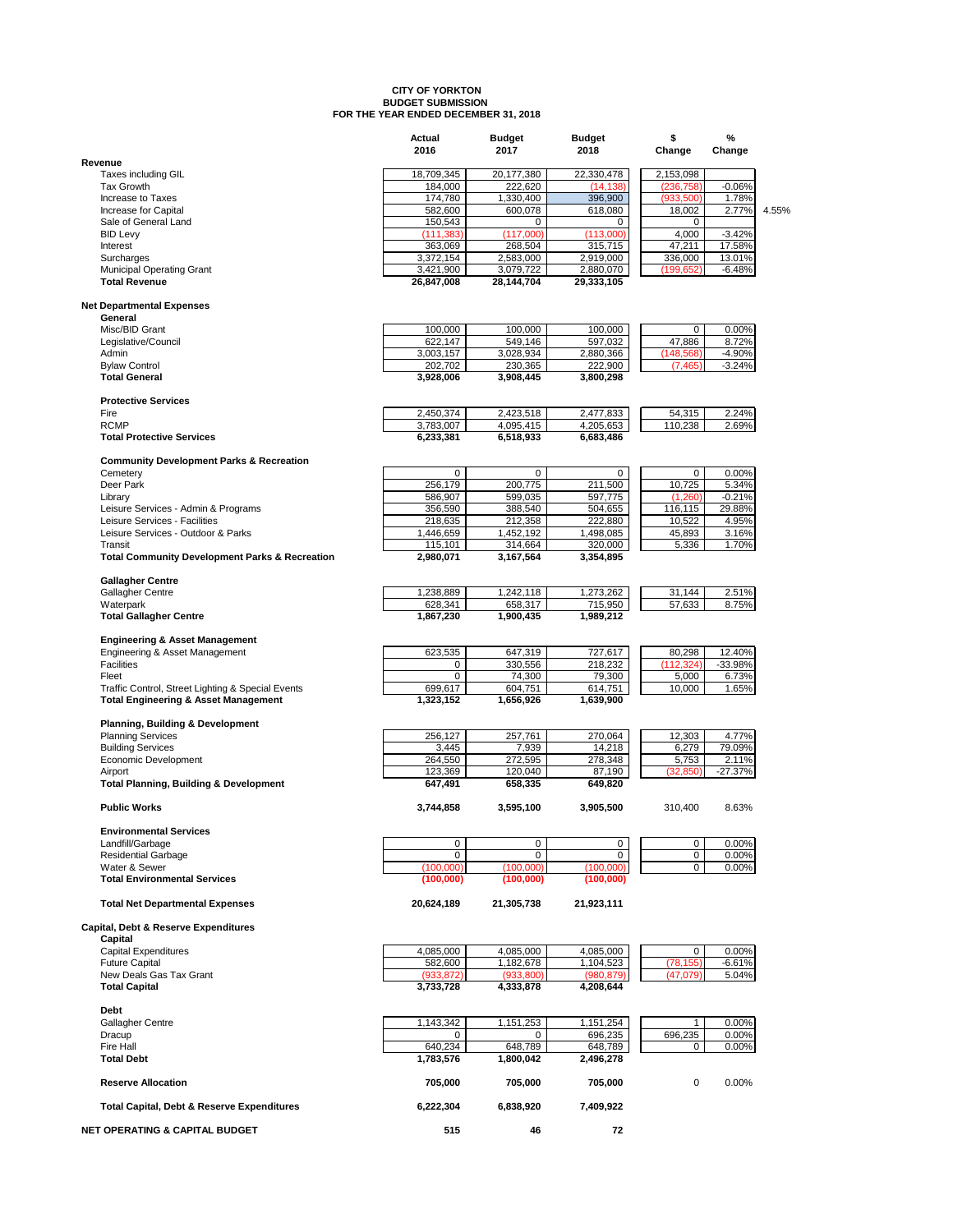**CITY OF YORKTON**
**BUDGET SUBMISSION**
**FOR THE YEAR ENDED DECEMBER 31, 2018**

| | Actual 2016 | Budget 2017 | Budget 2018 | $ Change | % Change | |
|---|---|---|---|---|---|---|
| **Revenue** | | | | | | |
| Taxes including GIL | 18,709,345 | 20,177,380 | 22,330,478 | 2,153,098 | | |
| Tax Growth | 184,000 | 222,620 | (14,138) | (236,758) | -0.06% | |
| Increase to Taxes | 174,780 | 1,330,400 | 396,900 | (933,500) | 1.78% | |
| Increase for Capital | 582,600 | 600,078 | 618,080 | 18,002 | 2.77% | 4.55% |
| Sale of General Land | 150,543 | 0 | 0 | 0 | | |
| BID Levy | (111,383) | (117,000) | (113,000) | 4,000 | -3.42% | |
| Interest | 363,069 | 268,504 | 315,715 | 47,211 | 17.58% | |
| Surcharges | 3,372,154 | 2,583,000 | 2,919,000 | 336,000 | 13.01% | |
| Municipal Operating Grant | 3,421,900 | 3,079,722 | 2,880,070 | (199,652) | -6.48% | |
| **Total Revenue** | **26,847,008** | **28,144,704** | **29,333,105** | | | |
| **Net Departmental Expenses** | | | | | | |
| **General** | | | | | | |
| Misc/BID Grant | 100,000 | 100,000 | 100,000 | 0 | 0.00% | |
| Legislative/Council | 622,147 | 549,146 | 597,032 | 47,886 | 8.72% | |
| Admin | 3,003,157 | 3,028,934 | 2,880,366 | (148,568) | -4.90% | |
| Bylaw Control | 202,702 | 230,365 | 222,900 | (7,465) | -3.24% | |
| **Total General** | **3,928,006** | **3,908,445** | **3,800,298** | | | |
| **Protective Services** | | | | | | |
| Fire | 2,450,374 | 2,423,518 | 2,477,833 | 54,315 | 2.24% | |
| RCMP | 3,783,007 | 4,095,415 | 4,205,653 | 110,238 | 2.69% | |
| **Total Protective Services** | **6,233,381** | **6,518,933** | **6,683,486** | | | |
| **Community Development Parks & Recreation** | | | | | | |
| Cemetery | 0 | 0 | 0 | 0 | 0.00% | |
| Deer Park | 256,179 | 200,775 | 211,500 | 10,725 | 5.34% | |
| Library | 586,907 | 599,035 | 597,775 | (1,260) | -0.21% | |
| Leisure Services - Admin & Programs | 356,590 | 388,540 | 504,655 | 116,115 | 29.88% | |
| Leisure Services - Facilities | 218,635 | 212,358 | 222,880 | 10,522 | 4.95% | |
| Leisure Services - Outdoor & Parks | 1,446,659 | 1,452,192 | 1,498,085 | 45,893 | 3.16% | |
| Transit | 115,101 | 314,664 | 320,000 | 5,336 | 1.70% | |
| **Total Community Development Parks & Recreation** | **2,980,071** | **3,167,564** | **3,354,895** | | | |
| **Gallagher Centre** | | | | | | |
| Gallagher Centre | 1,238,889 | 1,242,118 | 1,273,262 | 31,144 | 2.51% | |
| Waterpark | 628,341 | 658,317 | 715,950 | 57,633 | 8.75% | |
| **Total Gallagher Centre** | **1,867,230** | **1,900,435** | **1,989,212** | | | |
| **Engineering & Asset Management** | | | | | | |
| Engineering & Asset Management | 623,535 | 647,319 | 727,617 | 80,298 | 12.40% | |
| Facilities | 0 | 330,556 | 218,232 | (112,324) | -33.98% | |
| Fleet | 0 | 74,300 | 79,300 | 5,000 | 6.73% | |
| Traffic Control, Street Lighting & Special Events | 699,617 | 604,751 | 614,751 | 10,000 | 1.65% | |
| **Total Engineering & Asset Management** | **1,323,152** | **1,656,926** | **1,639,900** | | | |
| **Planning, Building & Development** | | | | | | |
| Planning Services | 256,127 | 257,761 | 270,064 | 12,303 | 4.77% | |
| Building Services | 3,445 | 7,939 | 14,218 | 6,279 | 79.09% | |
| Economic Development | 264,550 | 272,595 | 278,348 | 5,753 | 2.11% | |
| Airport | 123,369 | 120,040 | 87,190 | (32,850) | -27.37% | |
| **Total Planning, Building & Development** | **647,491** | **658,335** | **649,820** | | | |
| **Public Works** | **3,744,858** | **3,595,100** | **3,905,500** | 310,400 | 8.63% | |
| **Environmental Services** | | | | | | |
| Landfill/Garbage | 0 | 0 | 0 | 0 | 0.00% | |
| Residential Garbage | 0 | 0 | 0 | 0 | 0.00% | |
| Water & Sewer | (100,000) | (100,000) | (100,000) | 0 | 0.00% | |
| **Total Environmental Services** | **(100,000)** | **(100,000)** | **(100,000)** | | | |
| **Total Net Departmental Expenses** | **20,624,189** | **21,305,738** | **21,923,111** | | | |
| **Capital, Debt & Reserve Expenditures** | | | | | | |
| **Capital** | | | | | | |
| Capital Expenditures | 4,085,000 | 4,085,000 | 4,085,000 | 0 | 0.00% | |
| Future Capital | 582,600 | 1,182,678 | 1,104,523 | (78,155) | -6.61% | |
| New Deals Gas Tax Grant | (933,872) | (933,800) | (980,879) | (47,079) | 5.04% | |
| **Total Capital** | **3,733,728** | **4,333,878** | **4,208,644** | | | |
| **Debt** | | | | | | |
| Gallagher Centre | 1,143,342 | 1,151,253 | 1,151,254 | 1 | 0.00% | |
| Dracup | 0 | 0 | 696,235 | 696,235 | 0.00% | |
| Fire Hall | 640,234 | 648,789 | 648,789 | 0 | 0.00% | |
| **Total Debt** | **1,783,576** | **1,800,042** | **2,496,278** | | | |
| **Reserve Allocation** | **705,000** | **705,000** | **705,000** | 0 | 0.00% | |
| **Total Capital, Debt & Reserve Expenditures** | **6,222,304** | **6,838,920** | **7,409,922** | | | |
| **NET OPERATING & CAPITAL BUDGET** | **515** | **46** | **72** | | | |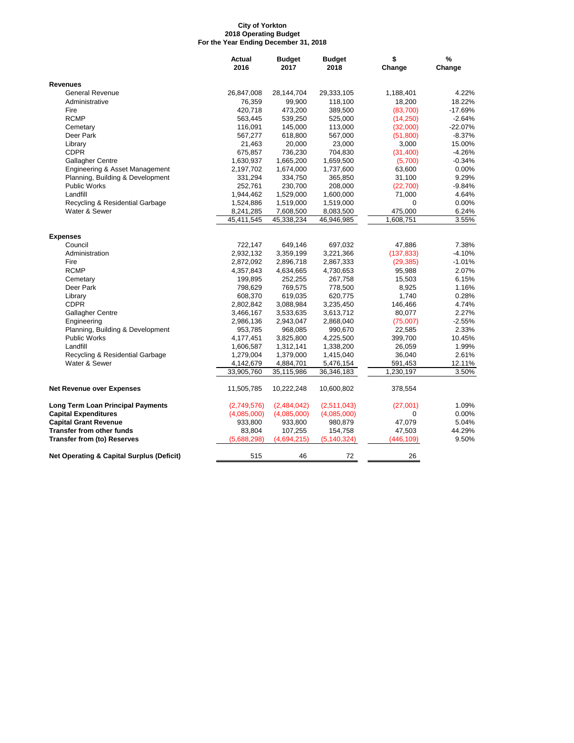**City of Yorkton**
**2018 Operating Budget**
**For the Year Ending December 31, 2018**

| | Actual 2016 | Budget 2017 | Budget 2018 | $ Change | % Change |
|---|---|---|---|---|---|
| **Revenues** | | | | | |
| General Revenue | 26,847,008 | 28,144,704 | 29,333,105 | 1,188,401 | 4.22% |
| Administrative | 76,359 | 99,900 | 118,100 | 18,200 | 18.22% |
| Fire | 420,718 | 473,200 | 389,500 | (83,700) | -17.69% |
| RCMP | 563,445 | 539,250 | 525,000 | (14,250) | -2.64% |
| Cemetary | 116,091 | 145,000 | 113,000 | (32,000) | -22.07% |
| Deer Park | 567,277 | 618,800 | 567,000 | (51,800) | -8.37% |
| Library | 21,463 | 20,000 | 23,000 | 3,000 | 15.00% |
| CDPR | 675,857 | 736,230 | 704,830 | (31,400) | -4.26% |
| Gallagher Centre | 1,630,937 | 1,665,200 | 1,659,500 | (5,700) | -0.34% |
| Engineering & Asset Management | 2,197,702 | 1,674,000 | 1,737,600 | 63,600 | 0.00% |
| Planning, Building & Development | 331,294 | 334,750 | 365,850 | 31,100 | 9.29% |
| Public Works | 252,761 | 230,700 | 208,000 | (22,700) | -9.84% |
| Landfill | 1,944,462 | 1,529,000 | 1,600,000 | 71,000 | 4.64% |
| Recycling & Residential Garbage | 1,524,886 | 1,519,000 | 1,519,000 | 0 | 0.00% |
| Water & Sewer | 8,241,285 | 7,608,500 | 8,083,500 | 475,000 | 6.24% |
| | 45,411,545 | 45,338,234 | 46,946,985 | 1,608,751 | 3.55% |
| **Expenses** | | | | | |
| Council | 722,147 | 649,146 | 697,032 | 47,886 | 7.38% |
| Administration | 2,932,132 | 3,359,199 | 3,221,366 | (137,833) | -4.10% |
| Fire | 2,872,092 | 2,896,718 | 2,867,333 | (29,385) | -1.01% |
| RCMP | 4,357,843 | 4,634,665 | 4,730,653 | 95,988 | 2.07% |
| Cemetary | 199,895 | 252,255 | 267,758 | 15,503 | 6.15% |
| Deer Park | 798,629 | 769,575 | 778,500 | 8,925 | 1.16% |
| Library | 608,370 | 619,035 | 620,775 | 1,740 | 0.28% |
| CDPR | 2,802,842 | 3,088,984 | 3,235,450 | 146,466 | 4.74% |
| Gallagher Centre | 3,466,167 | 3,533,635 | 3,613,712 | 80,077 | 2.27% |
| Engineering | 2,986,136 | 2,943,047 | 2,868,040 | (75,007) | -2.55% |
| Planning, Building & Development | 953,785 | 968,085 | 990,670 | 22,585 | 2.33% |
| Public Works | 4,177,451 | 3,825,800 | 4,225,500 | 399,700 | 10.45% |
| Landfill | 1,606,587 | 1,312,141 | 1,338,200 | 26,059 | 1.99% |
| Recycling & Residential Garbage | 1,279,004 | 1,379,000 | 1,415,040 | 36,040 | 2.61% |
| Water & Sewer | 4,142,679 | 4,884,701 | 5,476,154 | 591,453 | 12.11% |
| | 33,905,760 | 35,115,986 | 36,346,183 | 1,230,197 | 3.50% |
| **Net Revenue over Expenses** | 11,505,785 | 10,222,248 | 10,600,802 | 378,554 | |
| **Long Term Loan Principal Payments** | (2,749,576) | (2,484,042) | (2,511,043) | (27,001) | 1.09% |
| **Capital Expenditures** | (4,085,000) | (4,085,000) | (4,085,000) | 0 | 0.00% |
| **Capital Grant Revenue** | 933,800 | 933,800 | 980,879 | 47,079 | 5.04% |
| **Transfer from other funds** | 83,804 | 107,255 | 154,758 | 47,503 | 44.29% |
| **Transfer from (to) Reserves** | (5,688,298) | (4,694,215) | (5,140,324) | (446,109) | 9.50% |
| **Net Operating & Capital Surplus (Deficit)** | 515 | 46 | 72 | 26 | |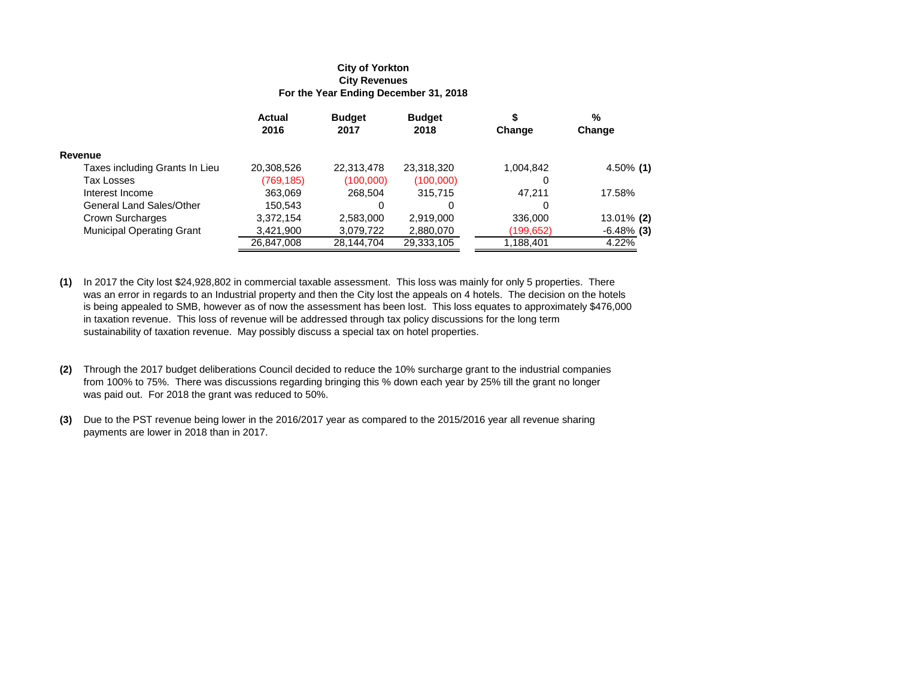**City of Yorkton**
**City Revenues**
**For the Year Ending December 31, 2018**

| | Actual 2016 | Budget 2017 | Budget 2018 | $ Change | % Change |
|---|---|---|---|---|---|
| **Revenue** | | | | | |
| Taxes including Grants In Lieu | 20,308,526 | 22,313,478 | 23,318,320 | 1,004,842 | 4.50% **(1)** |
| Tax Losses | (769,185) | (100,000) | (100,000) | 0 | |
| Interest Income | 363,069 | 268,504 | 315,715 | 47,211 | 17.58% |
| General Land Sales/Other | 150,543 | 0 | 0 | 0 | |
| Crown Surcharges | 3,372,154 | 2,583,000 | 2,919,000 | 336,000 | 13.01% **(2)** |
| Municipal Operating Grant | 3,421,900 | 3,079,722 | 2,880,070 | (199,652) | -6.48% **(3)** |
| | 26,847,008 | 28,144,704 | 29,333,105 | 1,188,401 | 4.22% |

**(1)** In 2017 the City lost $24,928,802 in commercial taxable assessment. This loss was mainly for only 5 properties. There was an error in regards to an Industrial property and then the City lost the appeals on 4 hotels. The decision on the hotels is being appealed to SMB, however as of now the assessment has been lost. This loss equates to approximately $476,000 in taxation revenue. This loss of revenue will be addressed through tax policy discussions for the long term sustainability of taxation revenue. May possibly discuss a special tax on hotel properties.

**(2)** Through the 2017 budget deliberations Council decided to reduce the 10% surcharge grant to the industrial companies from 100% to 75%. There was discussions regarding bringing this % down each year by 25% till the grant no longer was paid out. For 2018 the grant was reduced to 50%.

**(3)** Due to the PST revenue being lower in the 2016/2017 year as compared to the 2015/2016 year all revenue sharing payments are lower in 2018 than in 2017.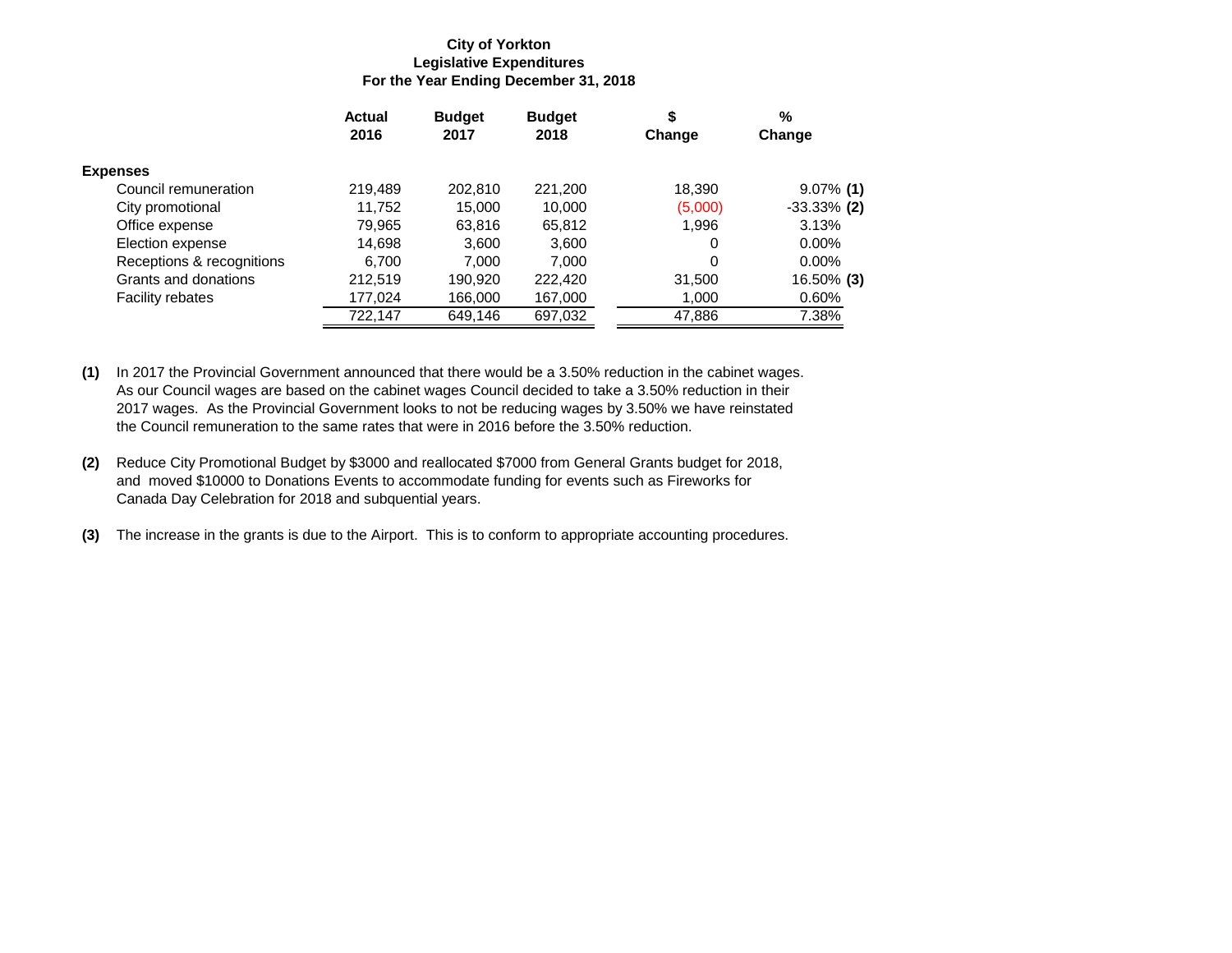**City of Yorkton**
**Legislative Expenditures**
**For the Year Ending December 31, 2018**

| | Actual 2016 | Budget 2017 | Budget 2018 | $ Change | % Change |
|---|---|---|---|---|---|
| **Expenses** | | | | | |
| Council remuneration | 219,489 | 202,810 | 221,200 | 18,390 | 9.07% **(1)** |
| City promotional | 11,752 | 15,000 | 10,000 | (5,000) | -33.33% **(2)** |
| Office expense | 79,965 | 63,816 | 65,812 | 1,996 | 3.13% |
| Election expense | 14,698 | 3,600 | 3,600 | 0 | 0.00% |
| Receptions & recognitions | 6,700 | 7,000 | 7,000 | 0 | 0.00% |
| Grants and donations | 212,519 | 190,920 | 222,420 | 31,500 | 16.50% **(3)** |
| Facility rebates | 177,024 | 166,000 | 167,000 | 1,000 | 0.60% |
| | 722,147 | 649,146 | 697,032 | 47,886 | 7.38% |

**(1)** In 2017 the Provincial Government announced that there would be a 3.50% reduction in the cabinet wages. As our Council wages are based on the cabinet wages Council decided to take a 3.50% reduction in their 2017 wages. As the Provincial Government looks to not be reducing wages by 3.50% we have reinstated the Council remuneration to the same rates that were in 2016 before the 3.50% reduction.

**(2)** Reduce City Promotional Budget by $3000 and reallocated $7000 from General Grants budget for 2018, and moved $10000 to Donations Events to accommodate funding for events such as Fireworks for Canada Day Celebration for 2018 and subquential years.

**(3)** The increase in the grants is due to the Airport. This is to conform to appropriate accounting procedures.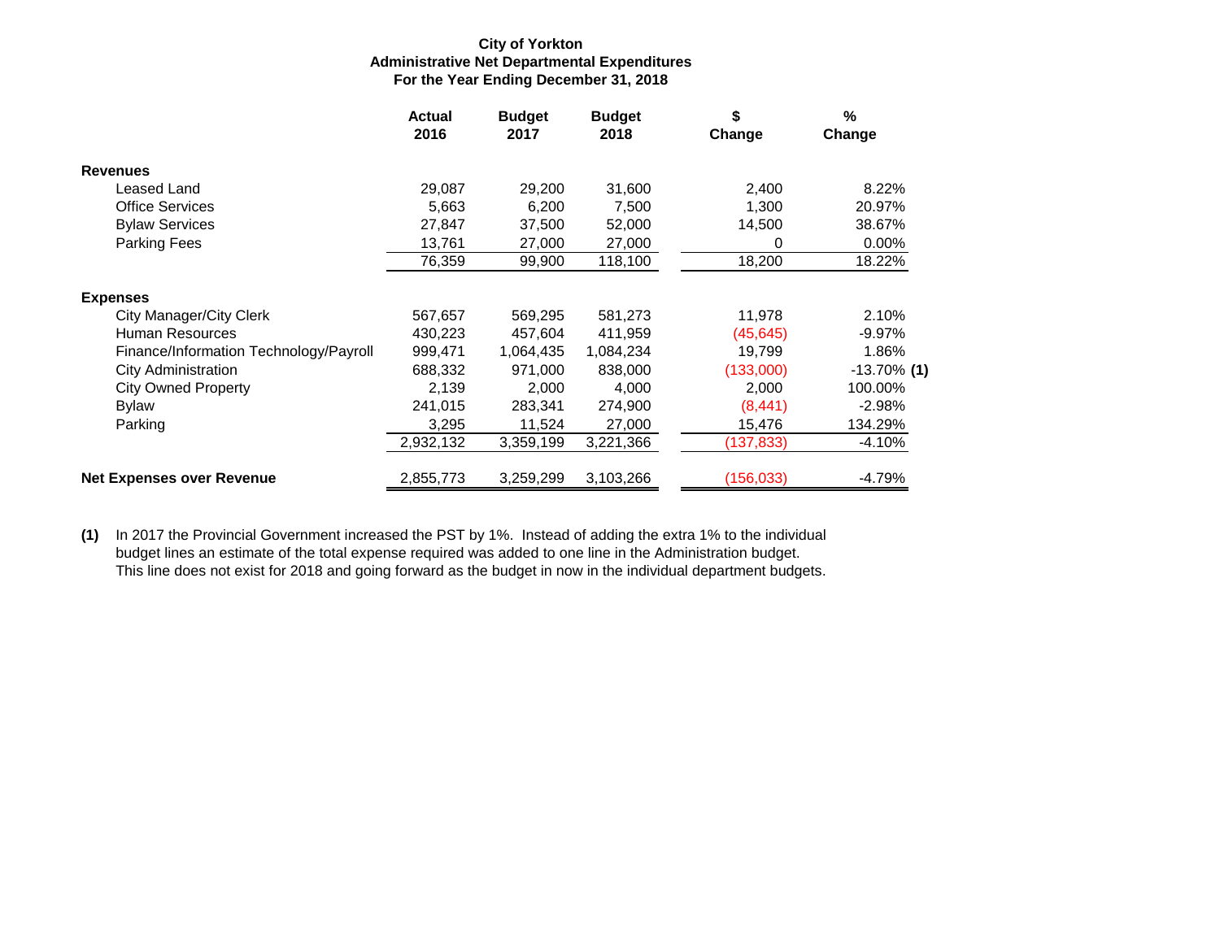**City of Yorkton**
**Administrative Net Departmental Expenditures**
**For the Year Ending December 31, 2018**

| | Actual 2016 | Budget 2017 | Budget 2018 | $ Change | % Change |
|---|---|---|---|---|---|
| **Revenues** | | | | | |
| Leased Land | 29,087 | 29,200 | 31,600 | 2,400 | 8.22% |
| Office Services | 5,663 | 6,200 | 7,500 | 1,300 | 20.97% |
| Bylaw Services | 27,847 | 37,500 | 52,000 | 14,500 | 38.67% |
| Parking Fees | 13,761 | 27,000 | 27,000 | 0 | 0.00% |
| | 76,359 | 99,900 | 118,100 | 18,200 | 18.22% |
| **Expenses** | | | | | |
| City Manager/City Clerk | 567,657 | 569,295 | 581,273 | 11,978 | 2.10% |
| Human Resources | 430,223 | 457,604 | 411,959 | (45,645) | -9.97% |
| Finance/Information Technology/Payroll | 999,471 | 1,064,435 | 1,084,234 | 19,799 | 1.86% |
| City Administration | 688,332 | 971,000 | 838,000 | (133,000) | -13.70% **(1)** |
| City Owned Property | 2,139 | 2,000 | 4,000 | 2,000 | 100.00% |
| Bylaw | 241,015 | 283,341 | 274,900 | (8,441) | -2.98% |
| Parking | 3,295 | 11,524 | 27,000 | 15,476 | 134.29% |
| | 2,932,132 | 3,359,199 | 3,221,366 | (137,833) | -4.10% |
| **Net Expenses over Revenue** | 2,855,773 | 3,259,299 | 3,103,266 | (156,033) | -4.79% |

**(1)** In 2017 the Provincial Government increased the PST by 1%. Instead of adding the extra 1% to the individual budget lines an estimate of the total expense required was added to one line in the Administration budget. This line does not exist for 2018 and going forward as the budget in now in the individual department budgets.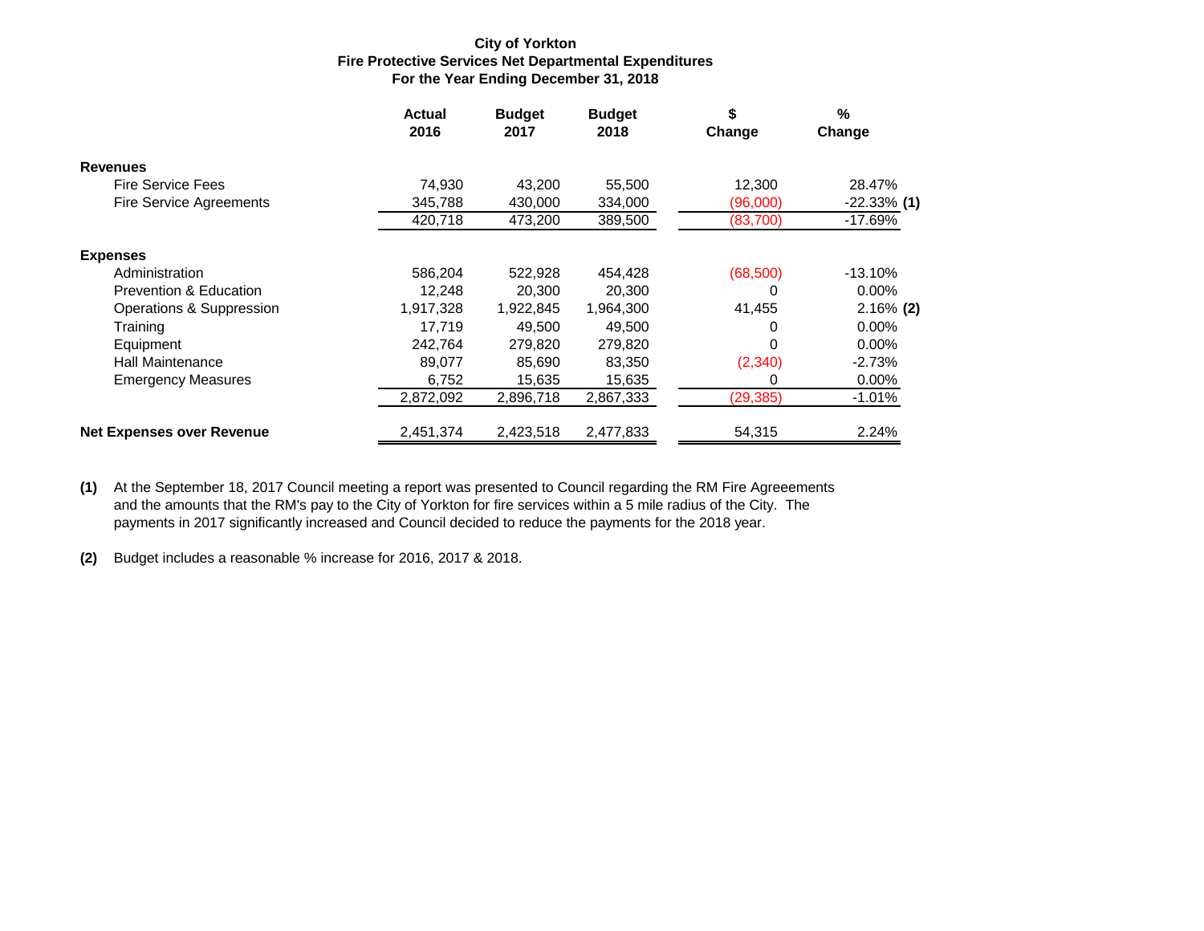**City of Yorkton**
**Fire Protective Services Net Departmental Expenditures**
**For the Year Ending December 31, 2018**

| | Actual 2016 | Budget 2017 | Budget 2018 | $ Change | % Change |
|---|---|---|---|---|---|
| **Revenues** | | | | | |
| Fire Service Fees | 74,930 | 43,200 | 55,500 | 12,300 | 28.47% |
| Fire Service Agreements | 345,788 | 430,000 | 334,000 | (96,000) | -22.33% **(1)** |
| | 420,718 | 473,200 | 389,500 | (83,700) | -17.69% |
| **Expenses** | | | | | |
| Administration | 586,204 | 522,928 | 454,428 | (68,500) | -13.10% |
| Prevention & Education | 12,248 | 20,300 | 20,300 | 0 | 0.00% |
| Operations & Suppression | 1,917,328 | 1,922,845 | 1,964,300 | 41,455 | 2.16% **(2)** |
| Training | 17,719 | 49,500 | 49,500 | 0 | 0.00% |
| Equipment | 242,764 | 279,820 | 279,820 | 0 | 0.00% |
| Hall Maintenance | 89,077 | 85,690 | 83,350 | (2,340) | -2.73% |
| Emergency Measures | 6,752 | 15,635 | 15,635 | 0 | 0.00% |
| | 2,872,092 | 2,896,718 | 2,867,333 | (29,385) | -1.01% |
| **Net Expenses over Revenue** | 2,451,374 | 2,423,518 | 2,477,833 | 54,315 | 2.24% |

**(1)** At the September 18, 2017 Council meeting a report was presented to Council regarding the RM Fire Agreeements and the amounts that the RM's pay to the City of Yorkton for fire services within a 5 mile radius of the City. The payments in 2017 significantly increased and Council decided to reduce the payments for the 2018 year.

**(2)** Budget includes a reasonable % increase for 2016, 2017 & 2018.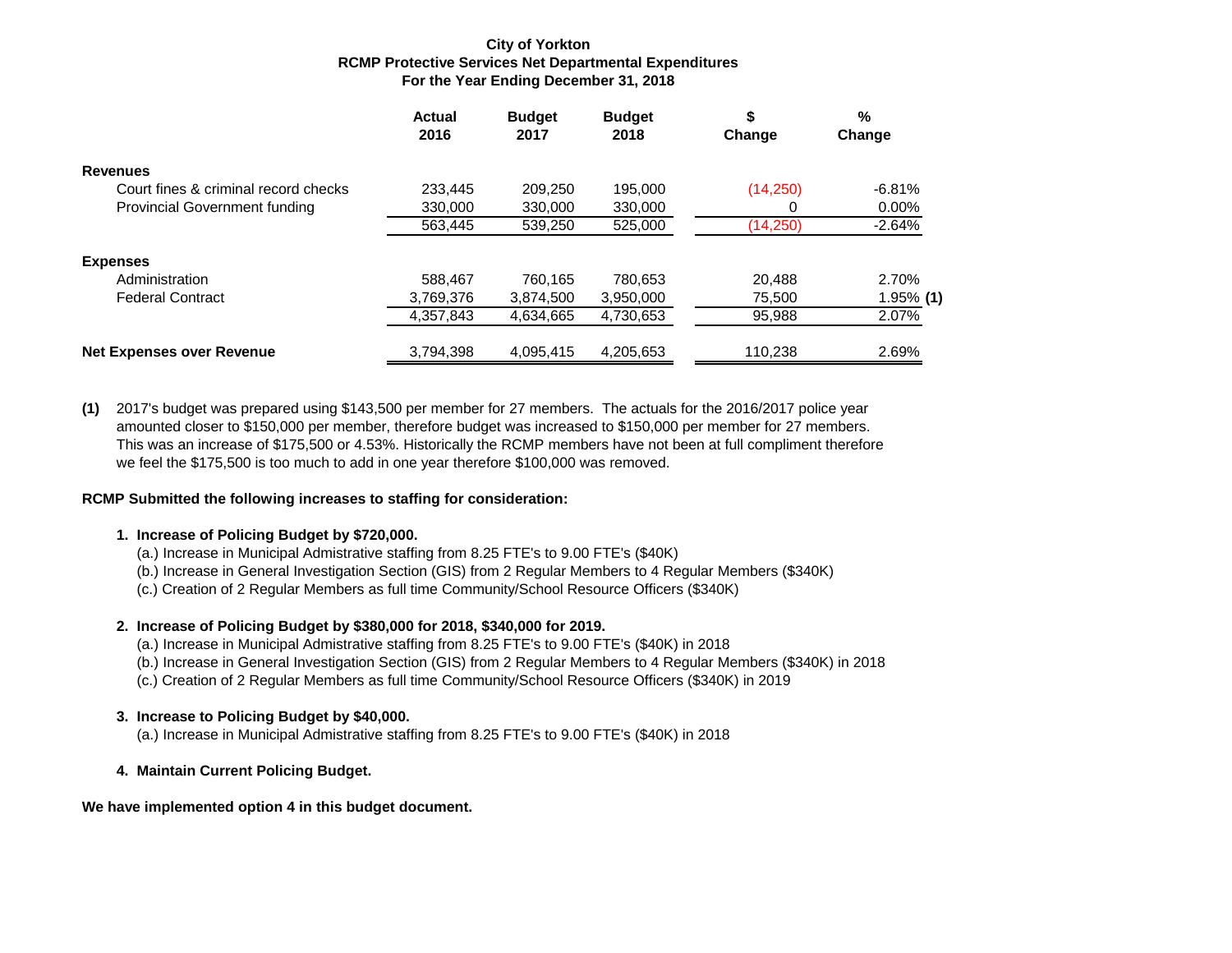**City of Yorkton**
**RCMP Protective Services Net Departmental Expenditures**
**For the Year Ending December 31, 2018**

| | Actual 2016 | Budget 2017 | Budget 2018 | $ Change | % Change |
|---|---|---|---|---|---|
| **Revenues** | | | | | |
| Court fines & criminal record checks | 233,445 | 209,250 | 195,000 | (14,250) | -6.81% |
| Provincial Government funding | 330,000 | 330,000 | 330,000 | 0 | 0.00% |
| | 563,445 | 539,250 | 525,000 | (14,250) | -2.64% |
| **Expenses** | | | | | |
| Administration | 588,467 | 760,165 | 780,653 | 20,488 | 2.70% |
| Federal Contract | 3,769,376 | 3,874,500 | 3,950,000 | 75,500 | 1.95% **(1)** |
| | 4,357,843 | 4,634,665 | 4,730,653 | 95,988 | 2.07% |
| **Net Expenses over Revenue** | 3,794,398 | 4,095,415 | 4,205,653 | 110,238 | 2.69% |

**(1)** 2017's budget was prepared using $143,500 per member for 27 members. The actuals for the 2016/2017 police year amounted closer to $150,000 per member, therefore budget was increased to $150,000 per member for 27 members. This was an increase of $175,500 or 4.53%. Historically the RCMP members have not been at full compliment therefore we feel the $175,500 is too much to add in one year therefore $100,000 was removed.

**RCMP Submitted the following increases to staffing for consideration:**

1. **Increase of Policing Budget by $720,000.**
   (a.) Increase in Municipal Admistrative staffing from 8.25 FTE's to 9.00 FTE's ($40K)
   (b.) Increase in General Investigation Section (GIS) from 2 Regular Members to 4 Regular Members ($340K)
   (c.) Creation of 2 Regular Members as full time Community/School Resource Officers ($340K)

2. **Increase of Policing Budget by $380,000 for 2018, $340,000 for 2019.**
   (a.) Increase in Municipal Admistrative staffing from 8.25 FTE's to 9.00 FTE's ($40K) in 2018
   (b.) Increase in General Investigation Section (GIS) from 2 Regular Members to 4 Regular Members ($340K) in 2018
   (c.) Creation of 2 Regular Members as full time Community/School Resource Officers ($340K) in 2019

3. **Increase to Policing Budget by $40,000.**
   (a.) Increase in Municipal Admistrative staffing from 8.25 FTE's to 9.00 FTE's ($40K) in 2018

4. **Maintain Current Policing Budget.**

**We have implemented option 4 in this budget document.**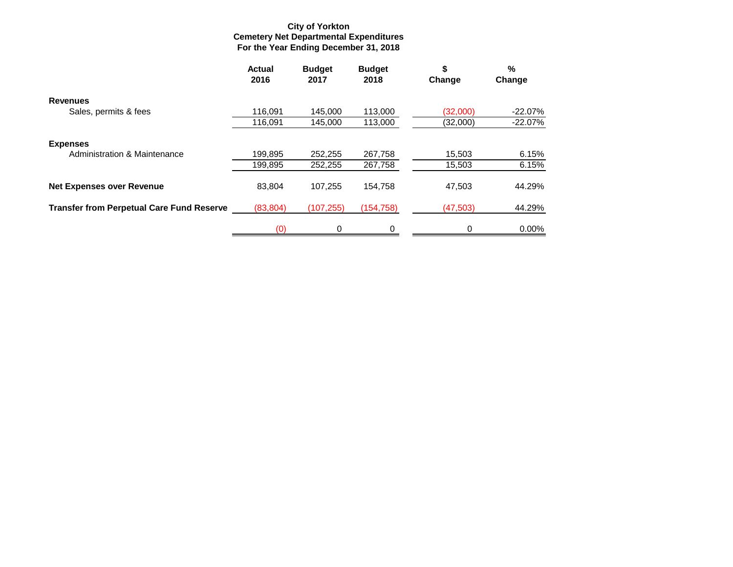**City of Yorkton**
**Cemetery Net Departmental Expenditures**
**For the Year Ending December 31, 2018**

| | Actual 2016 | Budget 2017 | Budget 2018 | $ Change | % Change |
|---|---|---|---|---|---|
| **Revenues** | | | | | |
| Sales, permits & fees | 116,091 | 145,000 | 113,000 | (32,000) | -22.07% |
| | 116,091 | 145,000 | 113,000 | (32,000) | -22.07% |
| **Expenses** | | | | | |
| Administration & Maintenance | 199,895 | 252,255 | 267,758 | 15,503 | 6.15% |
| | 199,895 | 252,255 | 267,758 | 15,503 | 6.15% |
| **Net Expenses over Revenue** | 83,804 | 107,255 | 154,758 | 47,503 | 44.29% |
| **Transfer from Perpetual Care Fund Reserve** | (83,804) | (107,255) | (154,758) | (47,503) | 44.29% |
| | (0) | 0 | 0 | 0 | 0.00% |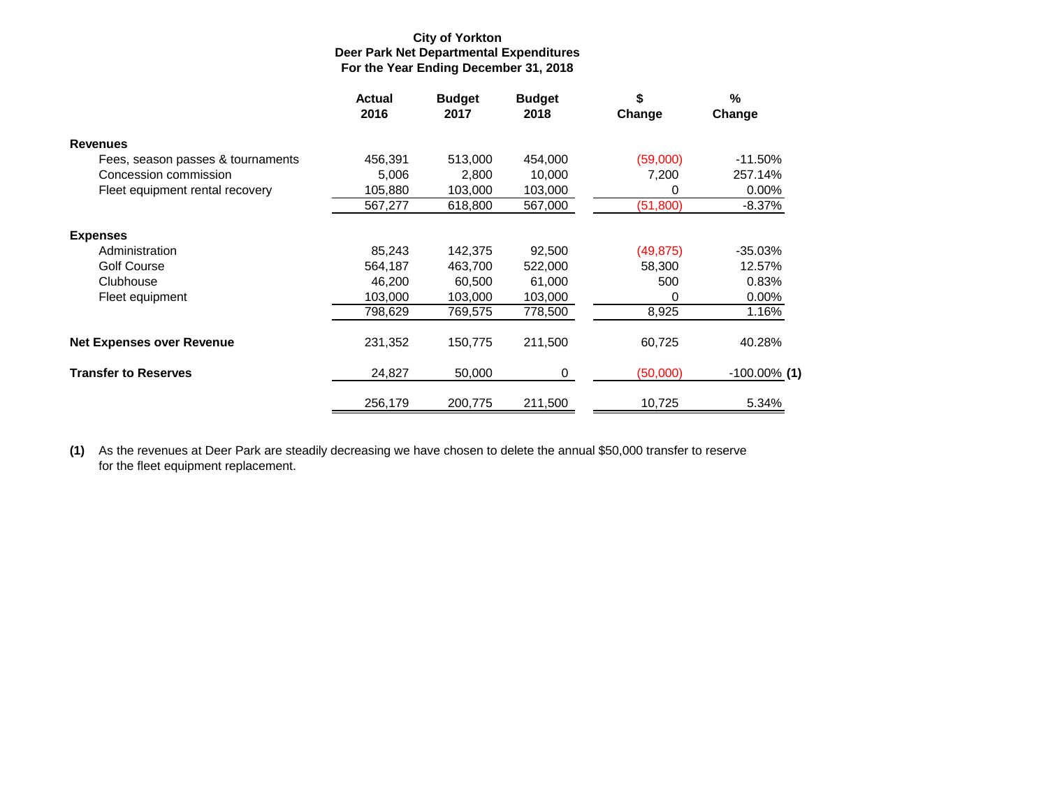**City of Yorkton**
**Deer Park Net Departmental Expenditures**
**For the Year Ending December 31, 2018**

| | Actual 2016 | Budget 2017 | Budget 2018 | $ Change | % Change |
|---|---|---|---|---|---|
| **Revenues** | | | | | |
| Fees, season passes & tournaments | 456,391 | 513,000 | 454,000 | (59,000) | -11.50% |
| Concession commission | 5,006 | 2,800 | 10,000 | 7,200 | 257.14% |
| Fleet equipment rental recovery | 105,880 | 103,000 | 103,000 | 0 | 0.00% |
| | 567,277 | 618,800 | 567,000 | (51,800) | -8.37% |
| **Expenses** | | | | | |
| Administration | 85,243 | 142,375 | 92,500 | (49,875) | -35.03% |
| Golf Course | 564,187 | 463,700 | 522,000 | 58,300 | 12.57% |
| Clubhouse | 46,200 | 60,500 | 61,000 | 500 | 0.83% |
| Fleet equipment | 103,000 | 103,000 | 103,000 | 0 | 0.00% |
| | 798,629 | 769,575 | 778,500 | 8,925 | 1.16% |
| **Net Expenses over Revenue** | 231,352 | 150,775 | 211,500 | 60,725 | 40.28% |
| **Transfer to Reserves** | 24,827 | 50,000 | 0 | (50,000) | -100.00% **(1)** |
| | 256,179 | 200,775 | 211,500 | 10,725 | 5.34% |

**(1)** As the revenues at Deer Park are steadily decreasing we have chosen to delete the annual $50,000 transfer to reserve for the fleet equipment replacement.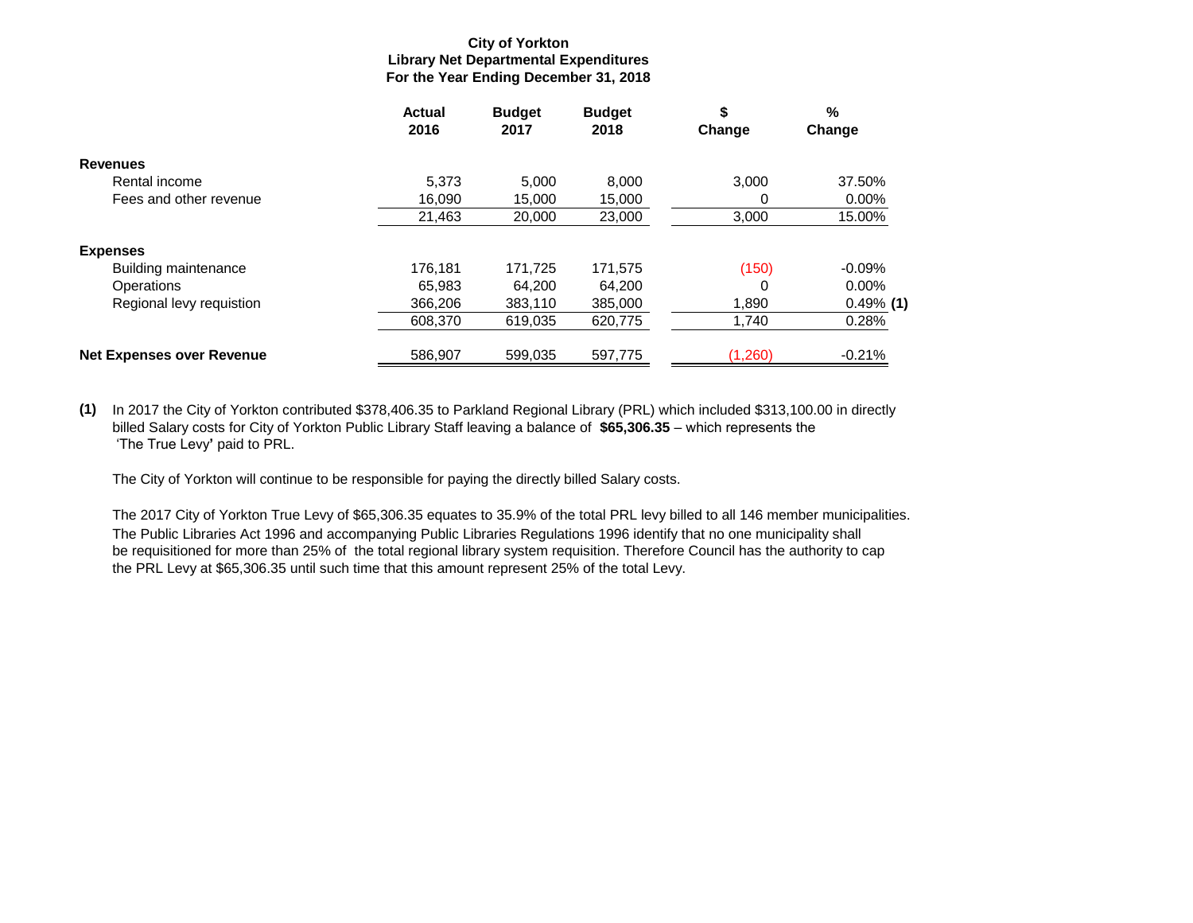**City of Yorkton**
**Library Net Departmental Expenditures**
**For the Year Ending December 31, 2018**

| | Actual 2016 | Budget 2017 | Budget 2018 | $ Change | % Change |
|---|---|---|---|---|---|
| **Revenues** | | | | | |
| Rental income | 5,373 | 5,000 | 8,000 | 3,000 | 37.50% |
| Fees and other revenue | 16,090 | 15,000 | 15,000 | 0 | 0.00% |
| | 21,463 | 20,000 | 23,000 | 3,000 | 15.00% |
| **Expenses** | | | | | |
| Building maintenance | 176,181 | 171,725 | 171,575 | (150) | -0.09% |
| Operations | 65,983 | 64,200 | 64,200 | 0 | 0.00% |
| Regional levy requistion | 366,206 | 383,110 | 385,000 | 1,890 | 0.49% **(1)** |
| | 608,370 | 619,035 | 620,775 | 1,740 | 0.28% |
| **Net Expenses over Revenue** | 586,907 | 599,035 | 597,775 | (1,260) | -0.21% |

**(1)** In 2017 the City of Yorkton contributed $378,406.35 to Parkland Regional Library (PRL) which included $313,100.00 in directly billed Salary costs for City of Yorkton Public Library Staff leaving a balance of **$65,306.35** – which represents the 'The True Levy' paid to PRL.

The City of Yorkton will continue to be responsible for paying the directly billed Salary costs.

The 2017 City of Yorkton True Levy of $65,306.35 equates to 35.9% of the total PRL levy billed to all 146 member municipalities. The Public Libraries Act 1996 and accompanying Public Libraries Regulations 1996 identify that no one municipality shall be requisitioned for more than 25% of the total regional library system requisition. Therefore Council has the authority to cap the PRL Levy at $65,306.35 until such time that this amount represent 25% of the total Levy.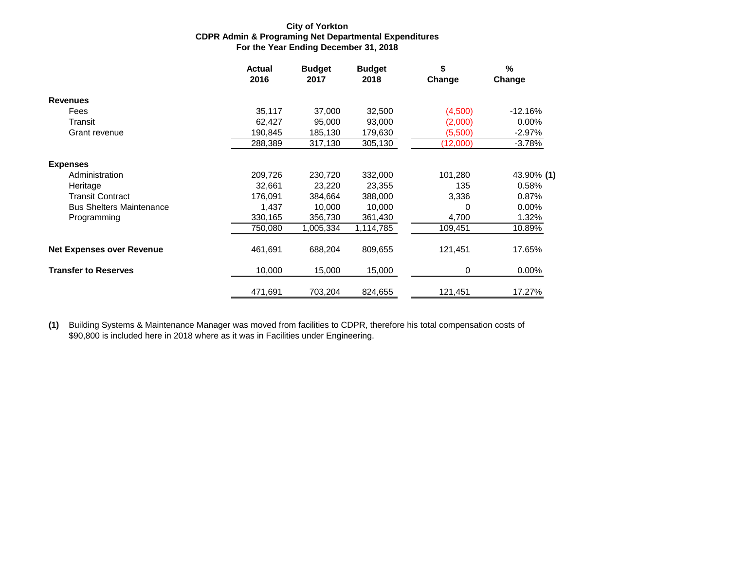**City of Yorkton**
**CDPR Admin & Programing Net Departmental Expenditures**
**For the Year Ending December 31, 2018**

| | Actual 2016 | Budget 2017 | Budget 2018 | $ Change | % Change |
|---|---|---|---|---|---|
| **Revenues** | | | | | |
| Fees | 35,117 | 37,000 | 32,500 | (4,500) | -12.16% |
| Transit | 62,427 | 95,000 | 93,000 | (2,000) | 0.00% |
| Grant revenue | 190,845 | 185,130 | 179,630 | (5,500) | -2.97% |
| | 288,389 | 317,130 | 305,130 | (12,000) | -3.78% |
| **Expenses** | | | | | |
| Administration | 209,726 | 230,720 | 332,000 | 101,280 | 43.90% **(1)** |
| Heritage | 32,661 | 23,220 | 23,355 | 135 | 0.58% |
| Transit Contract | 176,091 | 384,664 | 388,000 | 3,336 | 0.87% |
| Bus Shelters Maintenance | 1,437 | 10,000 | 10,000 | 0 | 0.00% |
| Programming | 330,165 | 356,730 | 361,430 | 4,700 | 1.32% |
| | 750,080 | 1,005,334 | 1,114,785 | 109,451 | 10.89% |
| **Net Expenses over Revenue** | 461,691 | 688,204 | 809,655 | 121,451 | 17.65% |
| **Transfer to Reserves** | 10,000 | 15,000 | 15,000 | 0 | 0.00% |
| | 471,691 | 703,204 | 824,655 | 121,451 | 17.27% |

**(1)** Building Systems & Maintenance Manager was moved from facilities to CDPR, therefore his total compensation costs of $90,800 is included here in 2018 where as it was in Facilities under Engineering.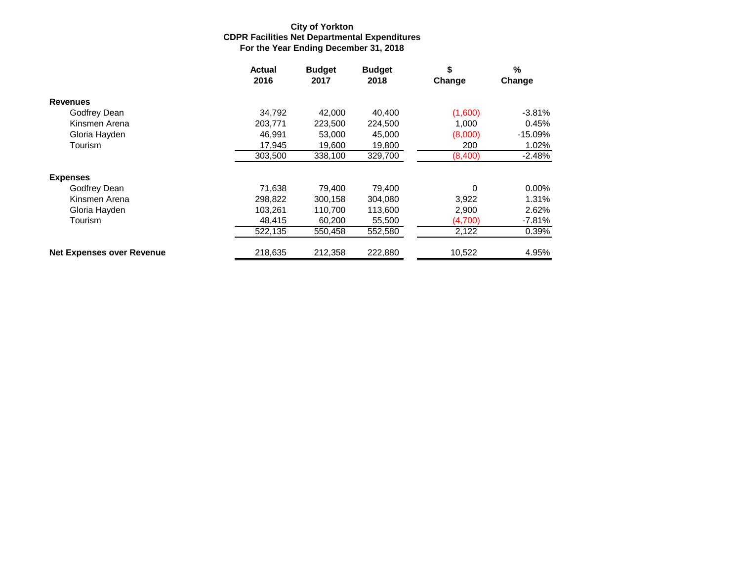**City of Yorkton**
**CDPR Facilities Net Departmental Expenditures**
**For the Year Ending December 31, 2018**

| | Actual 2016 | Budget 2017 | Budget 2018 | $ Change | % Change |
|---|---|---|---|---|---|
| **Revenues** | | | | | |
| Godfrey Dean | 34,792 | 42,000 | 40,400 | (1,600) | -3.81% |
| Kinsmen Arena | 203,771 | 223,500 | 224,500 | 1,000 | 0.45% |
| Gloria Hayden | 46,991 | 53,000 | 45,000 | (8,000) | -15.09% |
| Tourism | 17,945 | 19,600 | 19,800 | 200 | 1.02% |
| | 303,500 | 338,100 | 329,700 | (8,400) | -2.48% |
| **Expenses** | | | | | |
| Godfrey Dean | 71,638 | 79,400 | 79,400 | 0 | 0.00% |
| Kinsmen Arena | 298,822 | 300,158 | 304,080 | 3,922 | 1.31% |
| Gloria Hayden | 103,261 | 110,700 | 113,600 | 2,900 | 2.62% |
| Tourism | 48,415 | 60,200 | 55,500 | (4,700) | -7.81% |
| | 522,135 | 550,458 | 552,580 | 2,122 | 0.39% |
| **Net Expenses over Revenue** | 218,635 | 212,358 | 222,880 | 10,522 | 4.95% |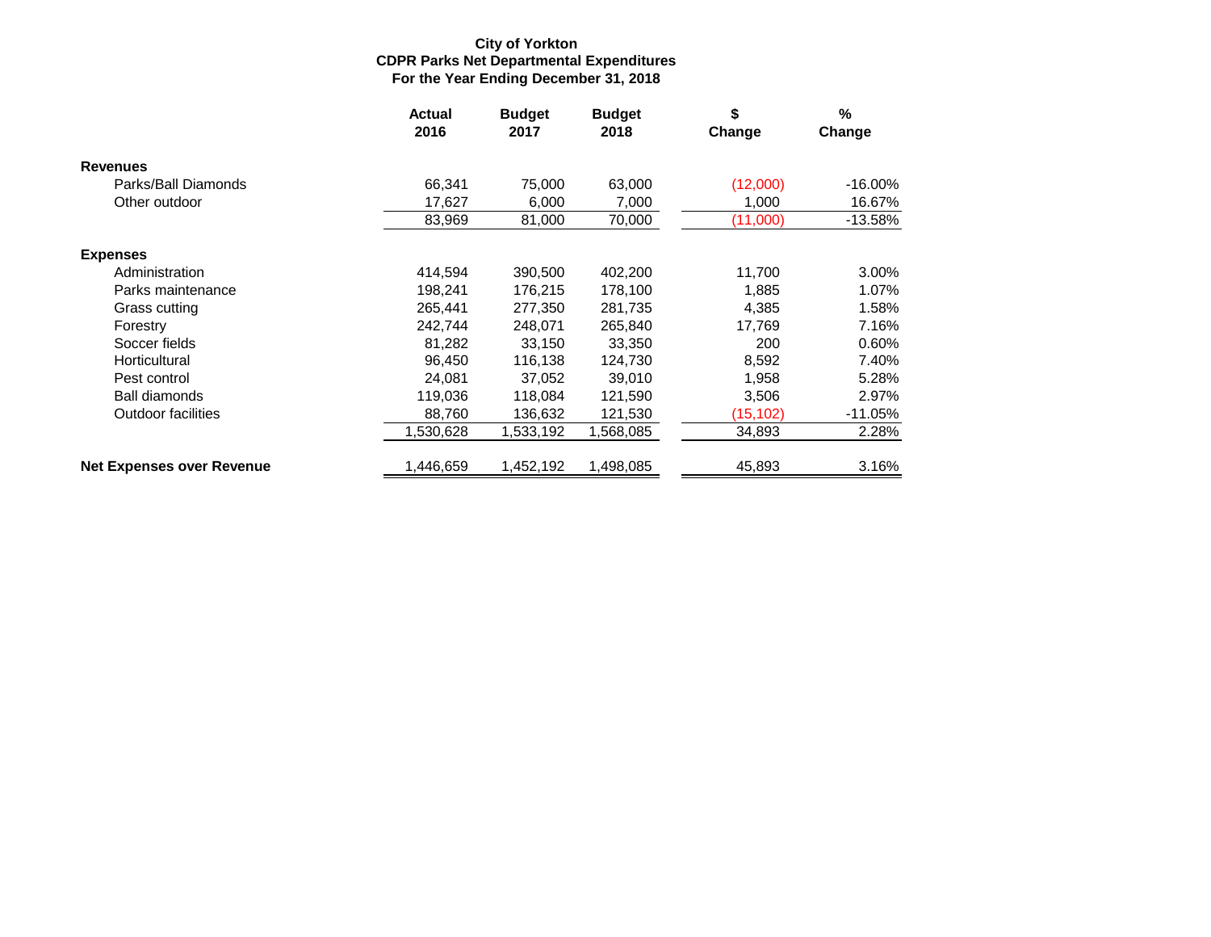**City of Yorkton**
**CDPR Parks Net Departmental Expenditures**
**For the Year Ending December 31, 2018**

| | Actual 2016 | Budget 2017 | Budget 2018 | $ Change | % Change |
|---|---|---|---|---|---|
| **Revenues** | | | | | |
| Parks/Ball Diamonds | 66,341 | 75,000 | 63,000 | (12,000) | -16.00% |
| Other outdoor | 17,627 | 6,000 | 7,000 | 1,000 | 16.67% |
| | 83,969 | 81,000 | 70,000 | (11,000) | -13.58% |
| **Expenses** | | | | | |
| Administration | 414,594 | 390,500 | 402,200 | 11,700 | 3.00% |
| Parks maintenance | 198,241 | 176,215 | 178,100 | 1,885 | 1.07% |
| Grass cutting | 265,441 | 277,350 | 281,735 | 4,385 | 1.58% |
| Forestry | 242,744 | 248,071 | 265,840 | 17,769 | 7.16% |
| Soccer fields | 81,282 | 33,150 | 33,350 | 200 | 0.60% |
| Horticultural | 96,450 | 116,138 | 124,730 | 8,592 | 7.40% |
| Pest control | 24,081 | 37,052 | 39,010 | 1,958 | 5.28% |
| Ball diamonds | 119,036 | 118,084 | 121,590 | 3,506 | 2.97% |
| Outdoor facilities | 88,760 | 136,632 | 121,530 | (15,102) | -11.05% |
| | 1,530,628 | 1,533,192 | 1,568,085 | 34,893 | 2.28% |
| **Net Expenses over Revenue** | 1,446,659 | 1,452,192 | 1,498,085 | 45,893 | 3.16% |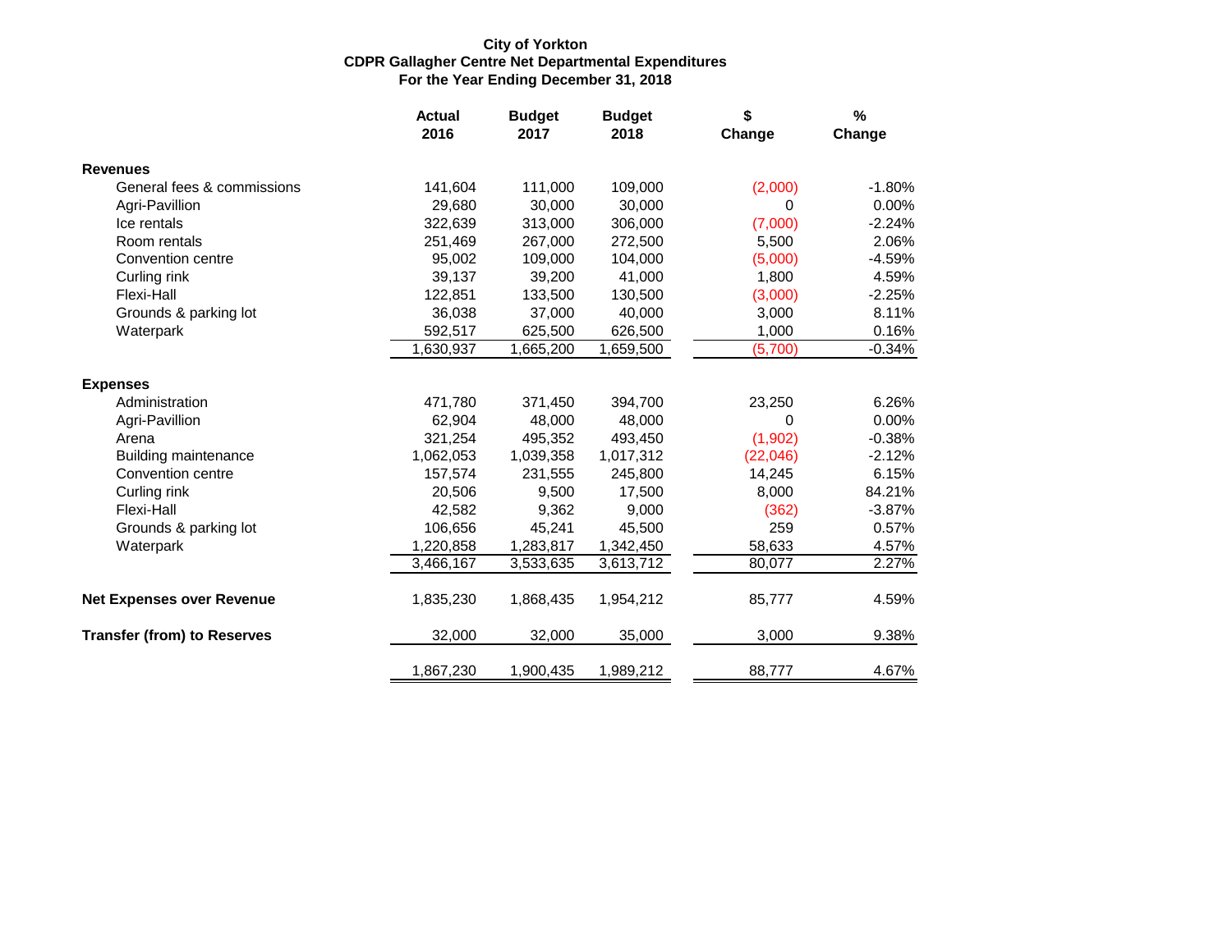**City of Yorkton**
**CDPR Gallagher Centre Net Departmental Expenditures**
**For the Year Ending December 31, 2018**

| | Actual 2016 | Budget 2017 | Budget 2018 | $ Change | % Change |
|---|---|---|---|---|---|
| **Revenues** | | | | | |
| General fees & commissions | 141,604 | 111,000 | 109,000 | (2,000) | -1.80% |
| Agri-Pavillion | 29,680 | 30,000 | 30,000 | 0 | 0.00% |
| Ice rentals | 322,639 | 313,000 | 306,000 | (7,000) | -2.24% |
| Room rentals | 251,469 | 267,000 | 272,500 | 5,500 | 2.06% |
| Convention centre | 95,002 | 109,000 | 104,000 | (5,000) | -4.59% |
| Curling rink | 39,137 | 39,200 | 41,000 | 1,800 | 4.59% |
| Flexi-Hall | 122,851 | 133,500 | 130,500 | (3,000) | -2.25% |
| Grounds & parking lot | 36,038 | 37,000 | 40,000 | 3,000 | 8.11% |
| Waterpark | 592,517 | 625,500 | 626,500 | 1,000 | 0.16% |
| | 1,630,937 | 1,665,200 | 1,659,500 | (5,700) | -0.34% |
| **Expenses** | | | | | |
| Administration | 471,780 | 371,450 | 394,700 | 23,250 | 6.26% |
| Agri-Pavillion | 62,904 | 48,000 | 48,000 | 0 | 0.00% |
| Arena | 321,254 | 495,352 | 493,450 | (1,902) | -0.38% |
| Building maintenance | 1,062,053 | 1,039,358 | 1,017,312 | (22,046) | -2.12% |
| Convention centre | 157,574 | 231,555 | 245,800 | 14,245 | 6.15% |
| Curling rink | 20,506 | 9,500 | 17,500 | 8,000 | 84.21% |
| Flexi-Hall | 42,582 | 9,362 | 9,000 | (362) | -3.87% |
| Grounds & parking lot | 106,656 | 45,241 | 45,500 | 259 | 0.57% |
| Waterpark | 1,220,858 | 1,283,817 | 1,342,450 | 58,633 | 4.57% |
| | 3,466,167 | 3,533,635 | 3,613,712 | 80,077 | 2.27% |
| **Net Expenses over Revenue** | 1,835,230 | 1,868,435 | 1,954,212 | 85,777 | 4.59% |
| **Transfer (from) to Reserves** | 32,000 | 32,000 | 35,000 | 3,000 | 9.38% |
| | 1,867,230 | 1,900,435 | 1,989,212 | 88,777 | 4.67% |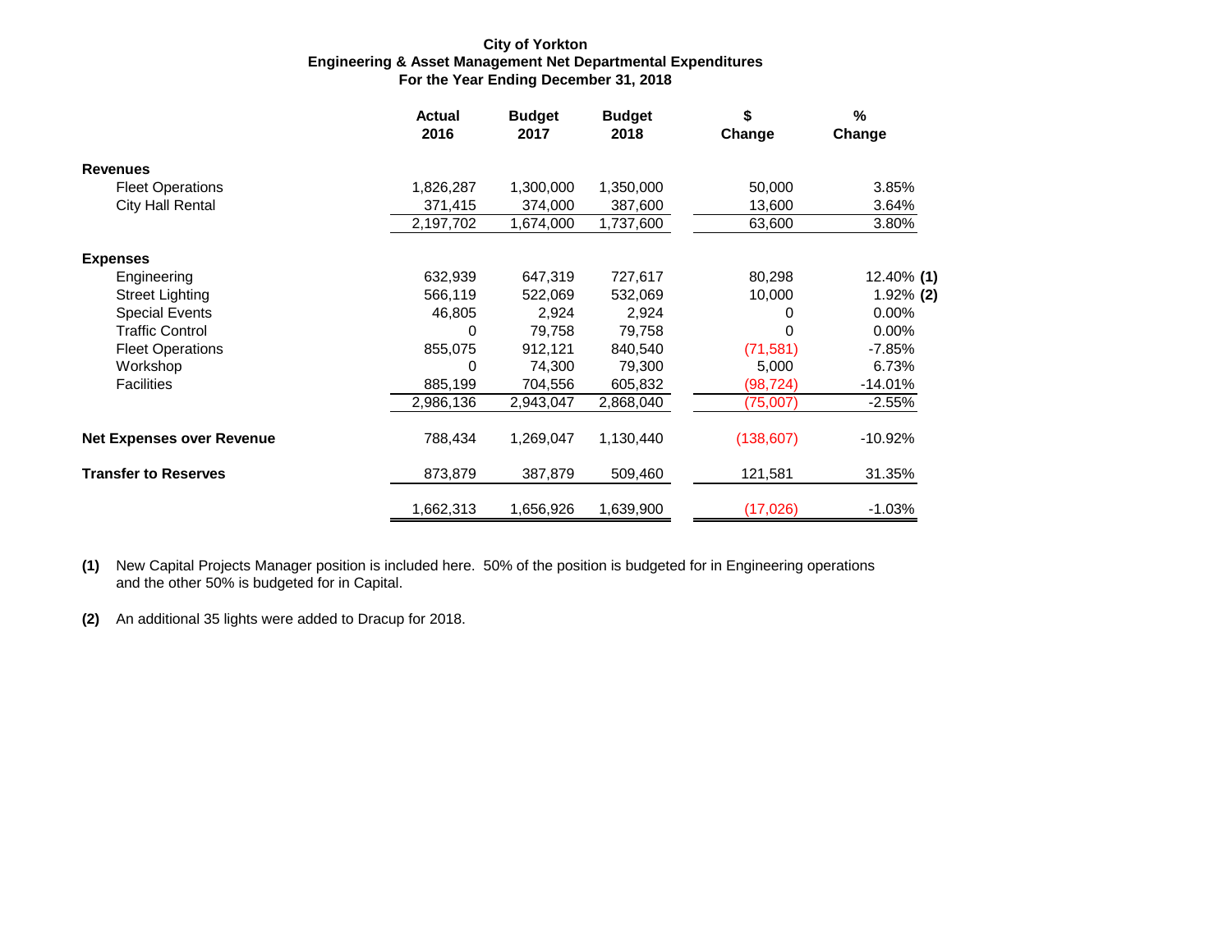**City of Yorkton**
**Engineering & Asset Management Net Departmental Expenditures**
**For the Year Ending December 31, 2018**

| | Actual 2016 | Budget 2017 | Budget 2018 | $ Change | % Change |
|---|---|---|---|---|---|
| **Revenues** | | | | | |
| Fleet Operations | 1,826,287 | 1,300,000 | 1,350,000 | 50,000 | 3.85% |
| City Hall Rental | 371,415 | 374,000 | 387,600 | 13,600 | 3.64% |
| | 2,197,702 | 1,674,000 | 1,737,600 | 63,600 | 3.80% |
| **Expenses** | | | | | |
| Engineering | 632,939 | 647,319 | 727,617 | 80,298 | 12.40% **(1)** |
| Street Lighting | 566,119 | 522,069 | 532,069 | 10,000 | 1.92% **(2)** |
| Special Events | 46,805 | 2,924 | 2,924 | 0 | 0.00% |
| Traffic Control | 0 | 79,758 | 79,758 | 0 | 0.00% |
| Fleet Operations | 855,075 | 912,121 | 840,540 | (71,581) | -7.85% |
| Workshop | 0 | 74,300 | 79,300 | 5,000 | 6.73% |
| Facilities | 885,199 | 704,556 | 605,832 | (98,724) | -14.01% |
| | 2,986,136 | 2,943,047 | 2,868,040 | (75,007) | -2.55% |
| **Net Expenses over Revenue** | 788,434 | 1,269,047 | 1,130,440 | (138,607) | -10.92% |
| **Transfer to Reserves** | 873,879 | 387,879 | 509,460 | 121,581 | 31.35% |
| | 1,662,313 | 1,656,926 | 1,639,900 | (17,026) | -1.03% |

**(1)** New Capital Projects Manager position is included here. 50% of the position is budgeted for in Engineering operations and the other 50% is budgeted for in Capital.

**(2)** An additional 35 lights were added to Dracup for 2018.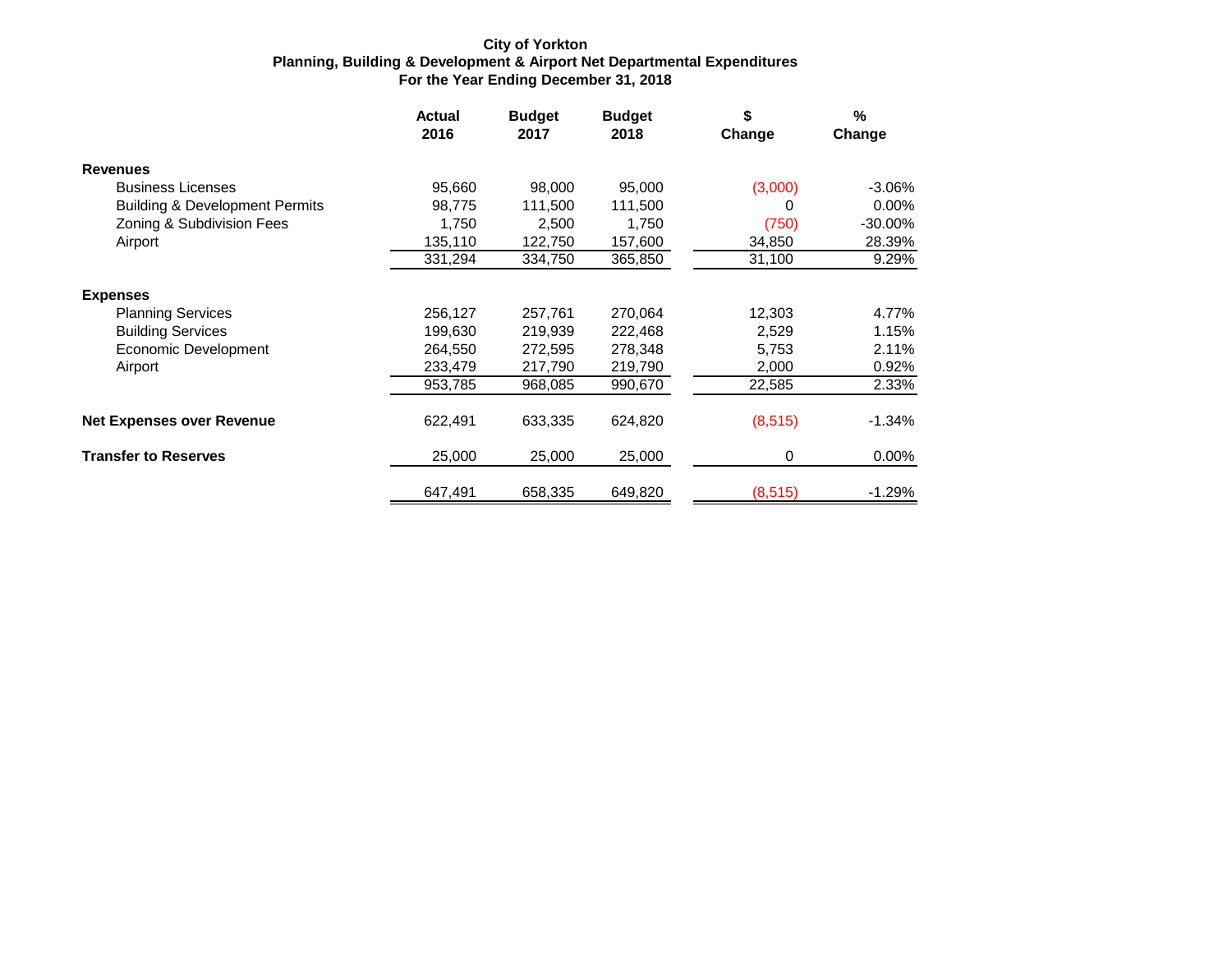**City of Yorkton**
**Planning, Building & Development & Airport Net Departmental Expenditures**
**For the Year Ending December 31, 2018**

| | Actual 2016 | Budget 2017 | Budget 2018 | $ Change | % Change |
|---|---|---|---|---|---|
| **Revenues** | | | | | |
| Business Licenses | 95,660 | 98,000 | 95,000 | (3,000) | -3.06% |
| Building & Development Permits | 98,775 | 111,500 | 111,500 | 0 | 0.00% |
| Zoning & Subdivision Fees | 1,750 | 2,500 | 1,750 | (750) | -30.00% |
| Airport | 135,110 | 122,750 | 157,600 | 34,850 | 28.39% |
| | 331,294 | 334,750 | 365,850 | 31,100 | 9.29% |
| **Expenses** | | | | | |
| Planning Services | 256,127 | 257,761 | 270,064 | 12,303 | 4.77% |
| Building Services | 199,630 | 219,939 | 222,468 | 2,529 | 1.15% |
| Economic Development | 264,550 | 272,595 | 278,348 | 5,753 | 2.11% |
| Airport | 233,479 | 217,790 | 219,790 | 2,000 | 0.92% |
| | 953,785 | 968,085 | 990,670 | 22,585 | 2.33% |
| **Net Expenses over Revenue** | 622,491 | 633,335 | 624,820 | (8,515) | -1.34% |
| **Transfer to Reserves** | 25,000 | 25,000 | 25,000 | 0 | 0.00% |
| | 647,491 | 658,335 | 649,820 | (8,515) | -1.29% |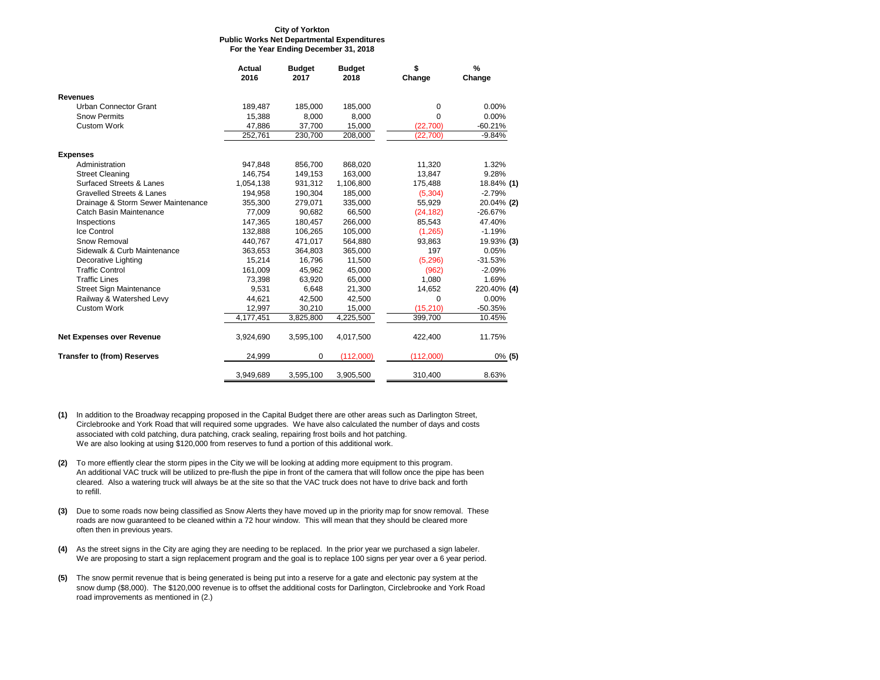**City of Yorkton**
**Public Works Net Departmental Expenditures**
**For the Year Ending December 31, 2018**

| | Actual 2016 | Budget 2017 | Budget 2018 | $ Change | % Change |
|---|---|---|---|---|---|
| **Revenues** | | | | | |
| Urban Connector Grant | 189,487 | 185,000 | 185,000 | 0 | 0.00% |
| Snow Permits | 15,388 | 8,000 | 8,000 | 0 | 0.00% |
| Custom Work | 47,886 | 37,700 | 15,000 | (22,700) | -60.21% |
| | 252,761 | 230,700 | 208,000 | (22,700) | -9.84% |
| **Expenses** | | | | | |
| Administration | 947,848 | 856,700 | 868,020 | 11,320 | 1.32% |
| Street Cleaning | 146,754 | 149,153 | 163,000 | 13,847 | 9.28% |
| Surfaced Streets & Lanes | 1,054,138 | 931,312 | 1,106,800 | 175,488 | 18.84% **(1)** |
| Gravelled Streets & Lanes | 194,958 | 190,304 | 185,000 | (5,304) | -2.79% |
| Drainage & Storm Sewer Maintenance | 355,300 | 279,071 | 335,000 | 55,929 | 20.04% **(2)** |
| Catch Basin Maintenance | 77,009 | 90,682 | 66,500 | (24,182) | -26.67% |
| Inspections | 147,365 | 180,457 | 266,000 | 85,543 | 47.40% |
| Ice Control | 132,888 | 106,265 | 105,000 | (1,265) | -1.19% |
| Snow Removal | 440,767 | 471,017 | 564,880 | 93,863 | 19.93% **(3)** |
| Sidewalk & Curb Maintenance | 363,653 | 364,803 | 365,000 | 197 | 0.05% |
| Decorative Lighting | 15,214 | 16,796 | 11,500 | (5,296) | -31.53% |
| Traffic Control | 161,009 | 45,962 | 45,000 | (962) | -2.09% |
| Traffic Lines | 73,398 | 63,920 | 65,000 | 1,080 | 1.69% |
| Street Sign Maintenance | 9,531 | 6,648 | 21,300 | 14,652 | 220.40% **(4)** |
| Railway & Watershed Levy | 44,621 | 42,500 | 42,500 | 0 | 0.00% |
| Custom Work | 12,997 | 30,210 | 15,000 | (15,210) | -50.35% |
| | 4,177,451 | 3,825,800 | 4,225,500 | 399,700 | 10.45% |
| **Net Expenses over Revenue** | 3,924,690 | 3,595,100 | 4,017,500 | 422,400 | 11.75% |
| **Transfer to (from) Reserves** | 24,999 | 0 | (112,000) | (112,000) | 0% **(5)** |
| | 3,949,689 | 3,595,100 | 3,905,500 | 310,400 | 8.63% |

**(1)** In addition to the Broadway recapping proposed in the Capital Budget there are other areas such as Darlington Street, Circlebrooke and York Road that will required some upgrades. We have also calculated the number of days and costs associated with cold patching, dura patching, crack sealing, repairing frost boils and hot patching. We are also looking at using $120,000 from reserves to fund a portion of this additional work.

**(2)** To more effiently clear the storm pipes in the City we will be looking at adding more equipment to this program. An additional VAC truck will be utilized to pre-flush the pipe in front of the camera that will follow once the pipe has been cleared. Also a watering truck will always be at the site so that the VAC truck does not have to drive back and forth to refill.

**(3)** Due to some roads now being classified as Snow Alerts they have moved up in the priority map for snow removal. These roads are now guaranteed to be cleaned within a 72 hour window. This will mean that they should be cleared more often then in previous years.

**(4)** As the street signs in the City are aging they are needing to be replaced. In the prior year we purchased a sign labeler. We are proposing to start a sign replacement program and the goal is to replace 100 signs per year over a 6 year period.

**(5)** The snow permit revenue that is being generated is being put into a reserve for a gate and electonic pay system at the snow dump ($8,000). The $120,000 revenue is to offset the additional costs for Darlington, Circlebrooke and York Road road improvements as mentioned in (2.)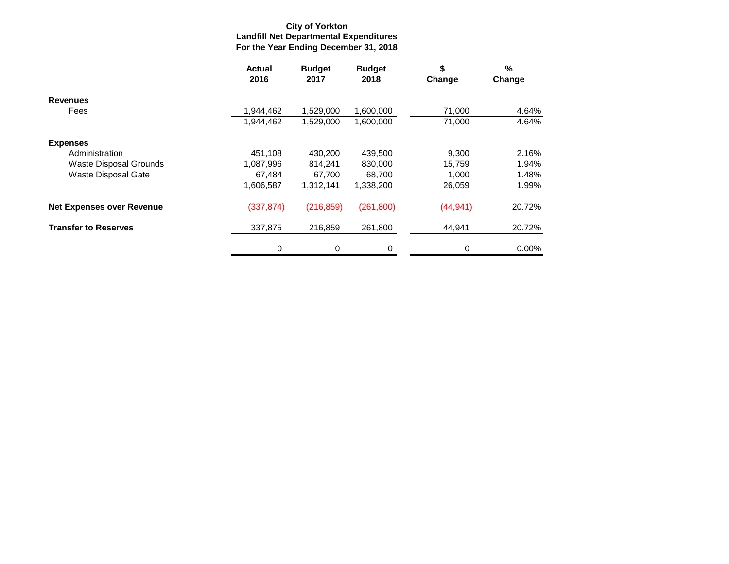**City of Yorkton**
**Landfill Net Departmental Expenditures**
**For the Year Ending December 31, 2018**

| | Actual 2016 | Budget 2017 | Budget 2018 | $ Change | % Change |
|---|---|---|---|---|---|
| **Revenues** | | | | | |
| Fees | 1,944,462 | 1,529,000 | 1,600,000 | 71,000 | 4.64% |
| | 1,944,462 | 1,529,000 | 1,600,000 | 71,000 | 4.64% |
| **Expenses** | | | | | |
| Administration | 451,108 | 430,200 | 439,500 | 9,300 | 2.16% |
| Waste Disposal Grounds | 1,087,996 | 814,241 | 830,000 | 15,759 | 1.94% |
| Waste Disposal Gate | 67,484 | 67,700 | 68,700 | 1,000 | 1.48% |
| | 1,606,587 | 1,312,141 | 1,338,200 | 26,059 | 1.99% |
| **Net Expenses over Revenue** | (337,874) | (216,859) | (261,800) | (44,941) | 20.72% |
| **Transfer to Reserves** | 337,875 | 216,859 | 261,800 | 44,941 | 20.72% |
| | 0 | 0 | 0 | 0 | 0.00% |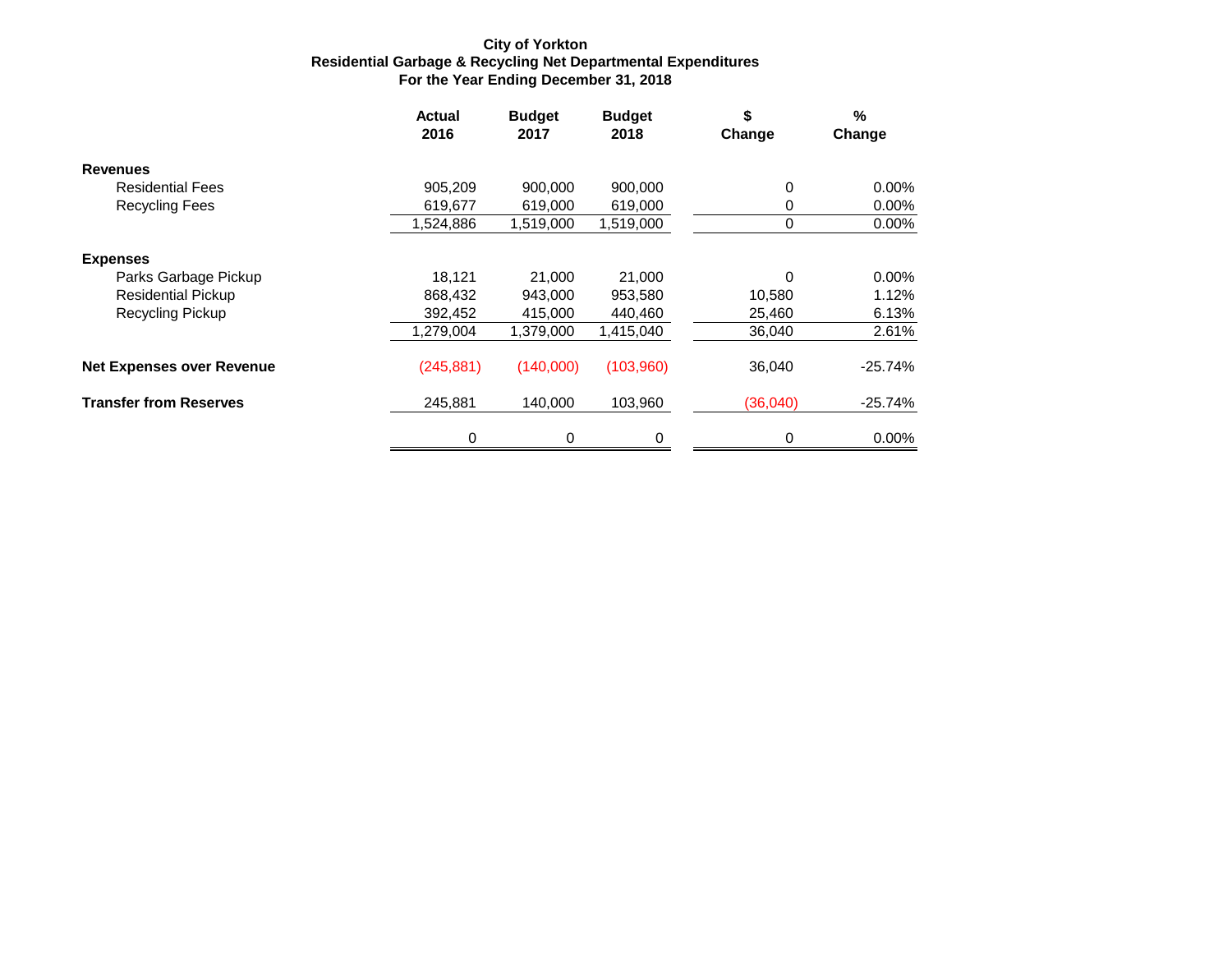**City of Yorkton**
**Residential Garbage & Recycling Net Departmental Expenditures**
**For the Year Ending December 31, 2018**

| | Actual 2016 | Budget 2017 | Budget 2018 | $ Change | % Change |
|---|---|---|---|---|---|
| **Revenues** | | | | | |
| Residential Fees | 905,209 | 900,000 | 900,000 | 0 | 0.00% |
| Recycling Fees | 619,677 | 619,000 | 619,000 | 0 | 0.00% |
| | 1,524,886 | 1,519,000 | 1,519,000 | 0 | 0.00% |
| **Expenses** | | | | | |
| Parks Garbage Pickup | 18,121 | 21,000 | 21,000 | 0 | 0.00% |
| Residential Pickup | 868,432 | 943,000 | 953,580 | 10,580 | 1.12% |
| Recycling Pickup | 392,452 | 415,000 | 440,460 | 25,460 | 6.13% |
| | 1,279,004 | 1,379,000 | 1,415,040 | 36,040 | 2.61% |
| **Net Expenses over Revenue** | (245,881) | (140,000) | (103,960) | 36,040 | -25.74% |
| **Transfer from Reserves** | 245,881 | 140,000 | 103,960 | (36,040) | -25.74% |
| | 0 | 0 | 0 | 0 | 0.00% |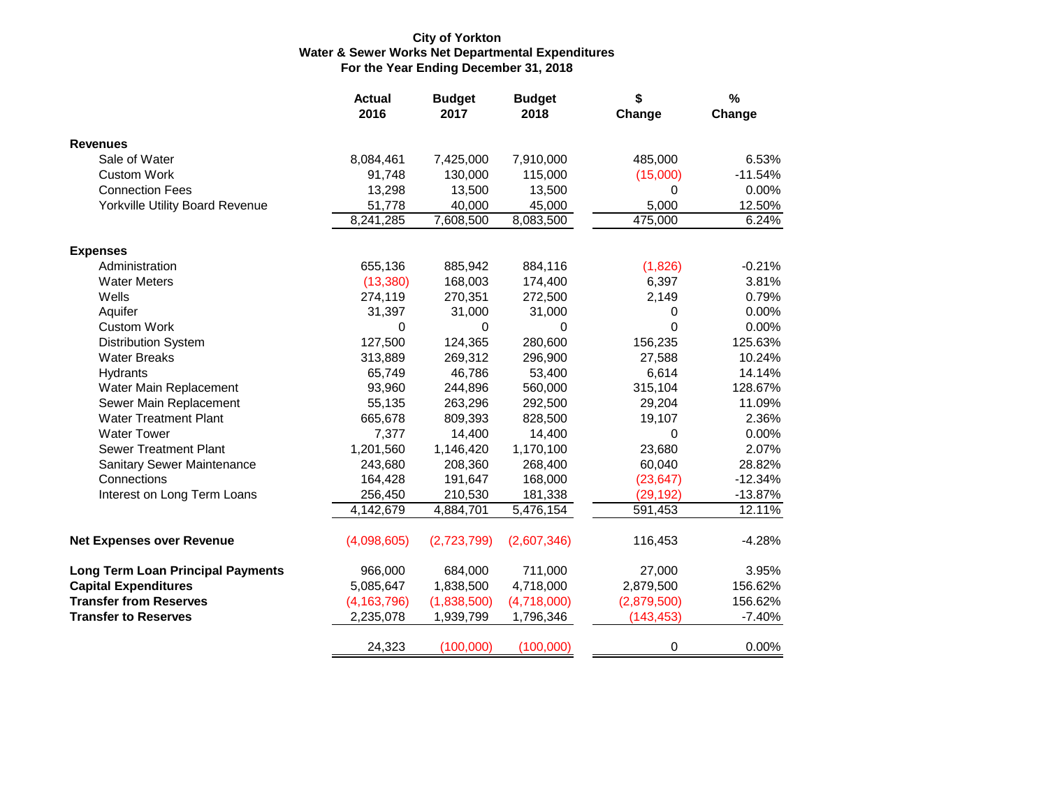**City of Yorkton**
**Water & Sewer Works Net Departmental Expenditures**
**For the Year Ending December 31, 2018**

| | Actual 2016 | Budget 2017 | Budget 2018 | $ Change | % Change |
|---|---|---|---|---|---|
| **Revenues** | | | | | |
| Sale of Water | 8,084,461 | 7,425,000 | 7,910,000 | 485,000 | 6.53% |
| Custom Work | 91,748 | 130,000 | 115,000 | (15,000) | -11.54% |
| Connection Fees | 13,298 | 13,500 | 13,500 | 0 | 0.00% |
| Yorkville Utility Board Revenue | 51,778 | 40,000 | 45,000 | 5,000 | 12.50% |
| | 8,241,285 | 7,608,500 | 8,083,500 | 475,000 | 6.24% |
| **Expenses** | | | | | |
| Administration | 655,136 | 885,942 | 884,116 | (1,826) | -0.21% |
| Water Meters | (13,380) | 168,003 | 174,400 | 6,397 | 3.81% |
| Wells | 274,119 | 270,351 | 272,500 | 2,149 | 0.79% |
| Aquifer | 31,397 | 31,000 | 31,000 | 0 | 0.00% |
| Custom Work | 0 | 0 | 0 | 0 | 0.00% |
| Distribution System | 127,500 | 124,365 | 280,600 | 156,235 | 125.63% |
| Water Breaks | 313,889 | 269,312 | 296,900 | 27,588 | 10.24% |
| Hydrants | 65,749 | 46,786 | 53,400 | 6,614 | 14.14% |
| Water Main Replacement | 93,960 | 244,896 | 560,000 | 315,104 | 128.67% |
| Sewer Main Replacement | 55,135 | 263,296 | 292,500 | 29,204 | 11.09% |
| Water Treatment Plant | 665,678 | 809,393 | 828,500 | 19,107 | 2.36% |
| Water Tower | 7,377 | 14,400 | 14,400 | 0 | 0.00% |
| Sewer Treatment Plant | 1,201,560 | 1,146,420 | 1,170,100 | 23,680 | 2.07% |
| Sanitary Sewer Maintenance | 243,680 | 208,360 | 268,400 | 60,040 | 28.82% |
| Connections | 164,428 | 191,647 | 168,000 | (23,647) | -12.34% |
| Interest on Long Term Loans | 256,450 | 210,530 | 181,338 | (29,192) | -13.87% |
| | 4,142,679 | 4,884,701 | 5,476,154 | 591,453 | 12.11% |
| **Net Expenses over Revenue** | (4,098,605) | (2,723,799) | (2,607,346) | 116,453 | -4.28% |
| **Long Term Loan Principal Payments** | 966,000 | 684,000 | 711,000 | 27,000 | 3.95% |
| **Capital Expenditures** | 5,085,647 | 1,838,500 | 4,718,000 | 2,879,500 | 156.62% |
| **Transfer from Reserves** | (4,163,796) | (1,838,500) | (4,718,000) | (2,879,500) | 156.62% |
| **Transfer to Reserves** | 2,235,078 | 1,939,799 | 1,796,346 | (143,453) | -7.40% |
| | 24,323 | (100,000) | (100,000) | 0 | 0.00% |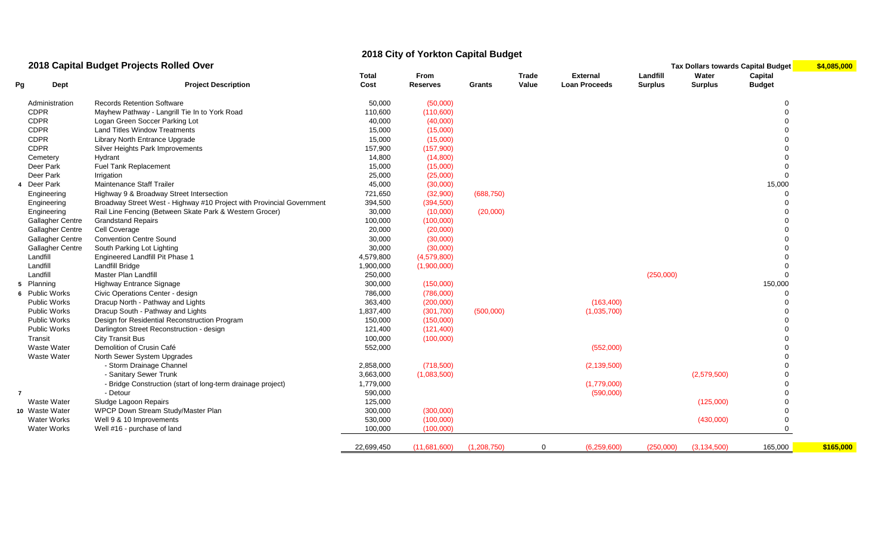# 2018 City of Yorkton Capital Budget

## 2018 Capital Budget Projects Rolled Over

| | | | | | | | | | | | | |
|---|---|---|---|---|---|---|---|---|---|---|---|---|
| | | | | | | | | | | Tax Dollars towards Capital Budget | | $4,085,000 |
| Pg | Dept | Project Description | Total Cost | From Reserves | Grants | Trade Value | External Loan Proceeds | Landfill Surplus | Water Surplus | Capital Budget | | |
| | Administration | Records Retention Software | 50,000 | (50,000) | | | | | | 0 | | |
| | CDPR | Mayhew Pathway - Langrill Tie In to York Road | 110,600 | (110,600) | | | | | | 0 | | |
| | CDPR | Logan Green Soccer Parking Lot | 40,000 | (40,000) | | | | | | 0 | | |
| | CDPR | Land Titles Window Treatments | 15,000 | (15,000) | | | | | | 0 | | |
| | CDPR | Library North Entrance Upgrade | 15,000 | (15,000) | | | | | | 0 | | |
| | CDPR | Silver Heights Park Improvements | 157,900 | (157,900) | | | | | | 0 | | |
| | Cemetery | Hydrant | 14,800 | (14,800) | | | | | | 0 | | |
| | Deer Park | Fuel Tank Replacement | 15,000 | (15,000) | | | | | | 0 | | |
| | Deer Park | Irrigation | 25,000 | (25,000) | | | | | | 0 | | |
| 4 | Deer Park | Maintenance Staff Trailer | 45,000 | (30,000) | | | | | | 15,000 | | |
| | Engineering | Highway 9 & Broadway Street Intersection | 721,650 | (32,900) | (688,750) | | | | | 0 | | |
| | Engineering | Broadway Street West - Highway #10 Project with Provincial Government | 394,500 | (394,500) | | | | | | 0 | | |
| | Engineering | Rail Line Fencing (Between Skate Park & Western Grocer) | 30,000 | (10,000) | (20,000) | | | | | 0 | | |
| | Gallagher Centre | Grandstand Repairs | 100,000 | (100,000) | | | | | | 0 | | |
| | Gallagher Centre | Cell Coverage | 20,000 | (20,000) | | | | | | 0 | | |
| | Gallagher Centre | Convention Centre Sound | 30,000 | (30,000) | | | | | | 0 | | |
| | Gallagher Centre | South Parking Lot Lighting | 30,000 | (30,000) | | | | | | 0 | | |
| | Landfill | Engineered Landfill Pit Phase 1 | 4,579,800 | (4,579,800) | | | | | | 0 | | |
| | Landfill | Landfill Bridge | 1,900,000 | (1,900,000) | | | | | | 0 | | |
| | Landfill | Master Plan Landfill | 250,000 | | | | | (250,000) | | 0 | | |
| 5 | Planning | Highway Entrance Signage | 300,000 | (150,000) | | | | | | 150,000 | | |
| 6 | Public Works | Civic Operations Center - design | 786,000 | (786,000) | | | | | | 0 | | |
| | Public Works | Dracup North - Pathway and Lights | 363,400 | (200,000) | | | (163,400) | | | 0 | | |
| | Public Works | Dracup South - Pathway and Lights | 1,837,400 | (301,700) | (500,000) | | (1,035,700) | | | 0 | | |
| | Public Works | Design for Residential Reconstruction Program | 150,000 | (150,000) | | | | | | 0 | | |
| | Public Works | Darlington Street Reconstruction - design | 121,400 | (121,400) | | | | | | 0 | | |
| | Transit | City Transit Bus | 100,000 | (100,000) | | | | | | 0 | | |
| | Waste Water | Demolition of Crusin Café | 552,000 | | | | (552,000) | | | 0 | | |
| | Waste Water | North Sewer System Upgrades | | | | | | | | 0 | | |
| | | - Storm Drainage Channel | 2,858,000 | (718,500) | | | (2,139,500) | | | 0 | | |
| | | - Sanitary Sewer Trunk | 3,663,000 | (1,083,500) | | | | | (2,579,500) | 0 | | |
| | | - Bridge Construction (start of long-term drainage project) | 1,779,000 | | | | (1,779,000) | | | 0 | | |
| 7 | | - Detour | 590,000 | | | | (590,000) | | | 0 | | |
| | Waste Water | Sludge Lagoon Repairs | 125,000 | | | | | | (125,000) | 0 | | |
| 10 | Waste Water | WPCP Down Stream Study/Master Plan | 300,000 | (300,000) | | | | | | 0 | | |
| | Water Works | Well 9 & 10 Improvements | 530,000 | (100,000) | | | | | (430,000) | 0 | | |
| | Water Works | Well #16 - purchase of land | 100,000 | (100,000) | | | | | | 0 | | |
| | | | 22,699,450 | (11,681,600) | (1,208,750) | 0 | (6,259,600) | (250,000) | (3,134,500) | 165,000 | | $165,000 |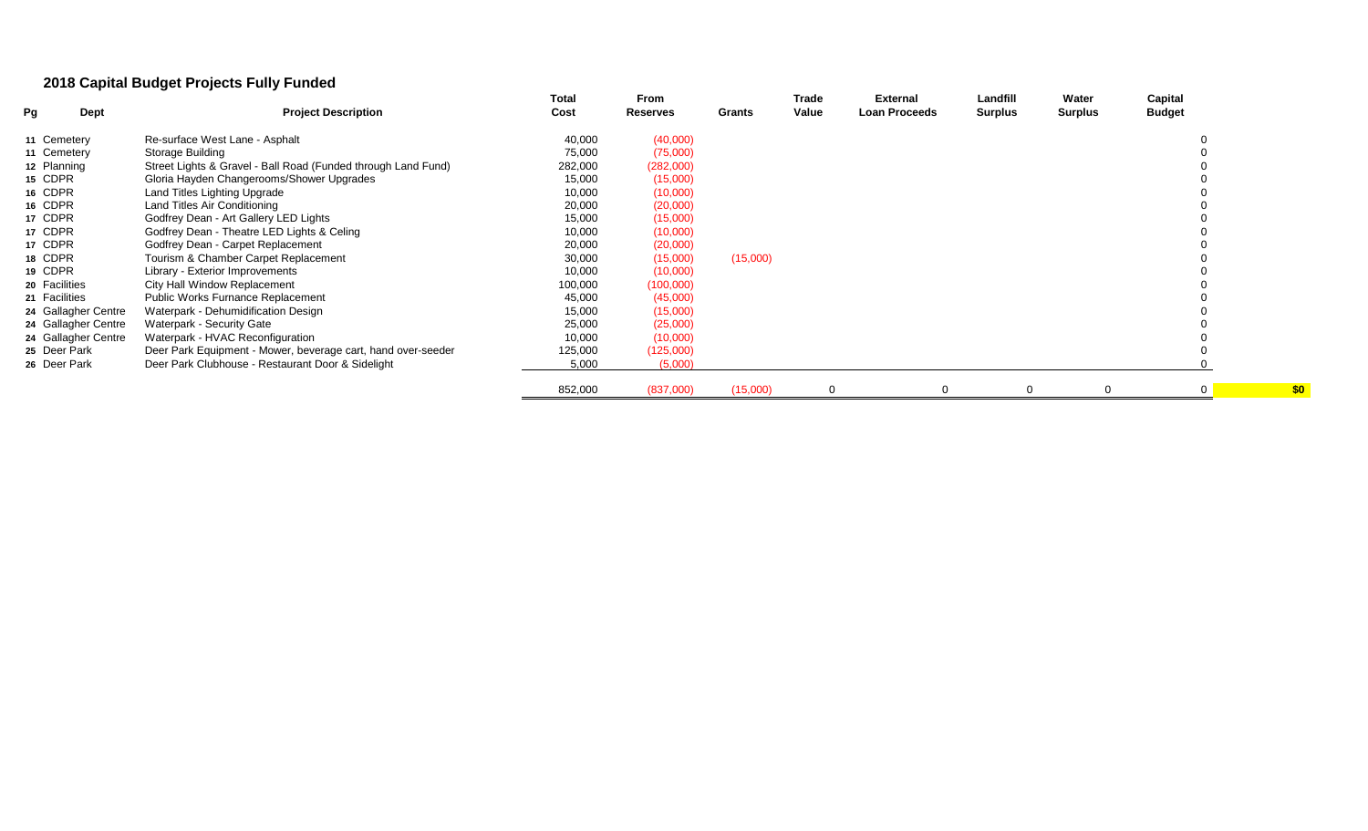## 2018 Capital Budget Projects Fully Funded

| Pg | Dept | Project Description | Total Cost | From Reserves | Grants | Trade Value | External Loan Proceeds | Landfill Surplus | Water Surplus | Capital Budget | |
|---|---|---|---|---|---|---|---|---|---|---|---|
| 11 | Cemetery | Re-surface West Lane - Asphalt | 40,000 | (40,000) | | | | | | 0 | |
| 11 | Cemetery | Storage Building | 75,000 | (75,000) | | | | | | 0 | |
| 12 | Planning | Street Lights & Gravel - Ball Road (Funded through Land Fund) | 282,000 | (282,000) | | | | | | 0 | |
| 15 | CDPR | Gloria Hayden Changerooms/Shower Upgrades | 15,000 | (15,000) | | | | | | 0 | |
| 16 | CDPR | Land Titles Lighting Upgrade | 10,000 | (10,000) | | | | | | 0 | |
| 16 | CDPR | Land Titles Air Conditioning | 20,000 | (20,000) | | | | | | 0 | |
| 17 | CDPR | Godfrey Dean - Art Gallery LED Lights | 15,000 | (15,000) | | | | | | 0 | |
| 17 | CDPR | Godfrey Dean - Theatre LED Lights & Celing | 10,000 | (10,000) | | | | | | 0 | |
| 17 | CDPR | Godfrey Dean - Carpet Replacement | 20,000 | (20,000) | | | | | | 0 | |
| 18 | CDPR | Tourism & Chamber Carpet Replacement | 30,000 | (15,000) | (15,000) | | | | | 0 | |
| 19 | CDPR | Library - Exterior Improvements | 10,000 | (10,000) | | | | | | 0 | |
| 20 | Facilities | City Hall Window Replacement | 100,000 | (100,000) | | | | | | 0 | |
| 21 | Facilities | Public Works Furnance Replacement | 45,000 | (45,000) | | | | | | 0 | |
| 24 | Gallagher Centre | Waterpark - Dehumidification Design | 15,000 | (15,000) | | | | | | 0 | |
| 24 | Gallagher Centre | Waterpark - Security Gate | 25,000 | (25,000) | | | | | | 0 | |
| 24 | Gallagher Centre | Waterpark - HVAC Reconfiguration | 10,000 | (10,000) | | | | | | 0 | |
| 25 | Deer Park | Deer Park Equipment - Mower, beverage cart, hand over-seeder | 125,000 | (125,000) | | | | | | 0 | |
| 26 | Deer Park | Deer Park Clubhouse - Restaurant Door & Sidelight | 5,000 | (5,000) | | | | | | 0 | |
| | | | 852,000 | (837,000) | (15,000) | 0 | 0 | 0 | 0 | 0 | $0 |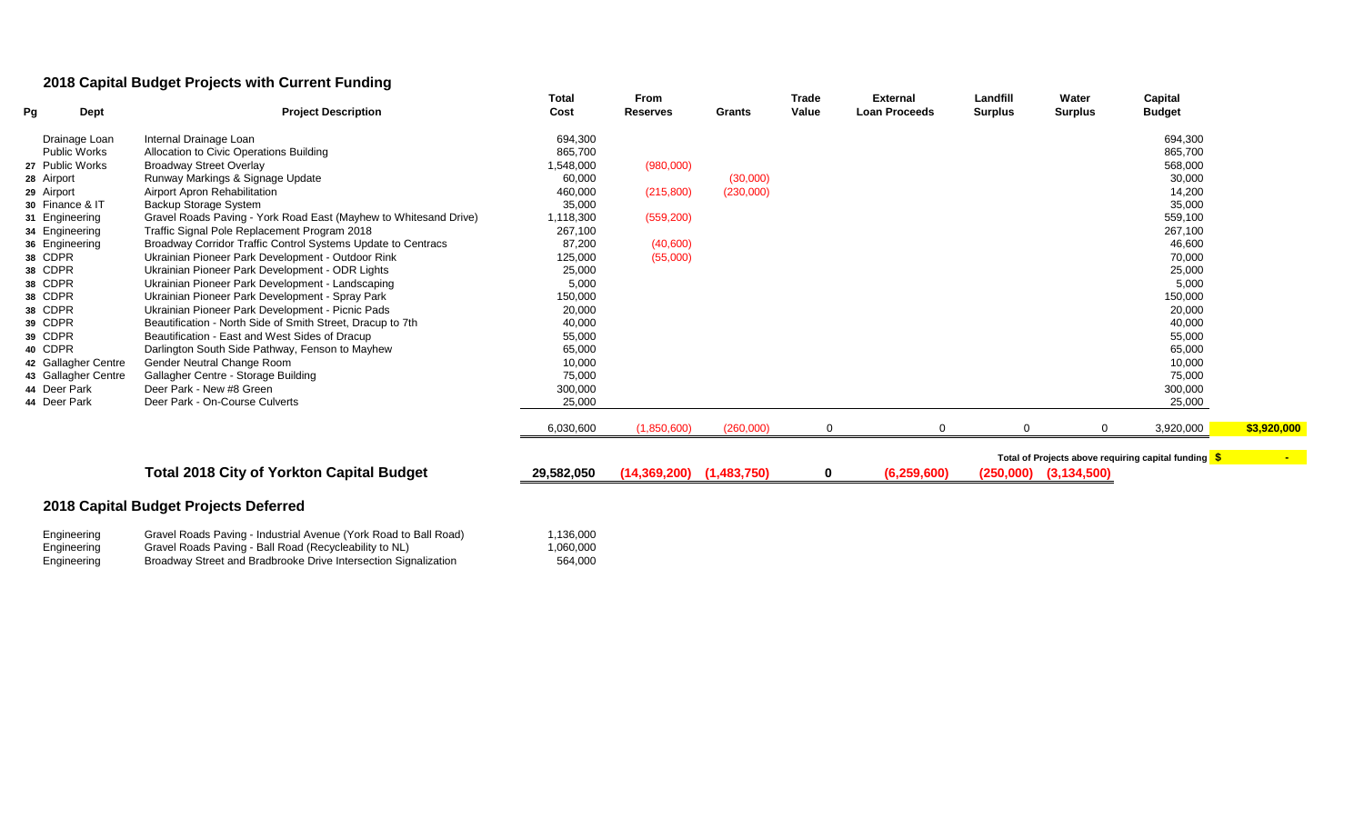## 2018 Capital Budget Projects with Current Funding

| Pg | Dept | Project Description | Total Cost | From Reserves | Grants | Trade Value | External Loan Proceeds | Landfill Surplus | Water Surplus | Capital Budget | |
|---|---|---|---|---|---|---|---|---|---|---|---|
| | Drainage Loan | Internal Drainage Loan | 694,300 | | | | | | | 694,300 | |
| | Public Works | Allocation to Civic Operations Building | 865,700 | | | | | | | 865,700 | |
| 27 | Public Works | Broadway Street Overlay | 1,548,000 | (980,000) | | | | | | 568,000 | |
| 28 | Airport | Runway Markings & Signage Update | 60,000 | | (30,000) | | | | | 30,000 | |
| 29 | Airport | Airport Apron Rehabilitation | 460,000 | (215,800) | (230,000) | | | | | 14,200 | |
| 30 | Finance & IT | Backup Storage System | 35,000 | | | | | | | 35,000 | |
| 31 | Engineering | Gravel Roads Paving - York Road East (Mayhew to Whitesand Drive) | 1,118,300 | (559,200) | | | | | | 559,100 | |
| 34 | Engineering | Traffic Signal Pole Replacement Program 2018 | 267,100 | | | | | | | 267,100 | |
| 36 | Engineering | Broadway Corridor Traffic Control Systems Update to Centracs | 87,200 | (40,600) | | | | | | 46,600 | |
| 38 | CDPR | Ukrainian Pioneer Park Development - Outdoor Rink | 125,000 | (55,000) | | | | | | 70,000 | |
| 38 | CDPR | Ukrainian Pioneer Park Development - ODR Lights | 25,000 | | | | | | | 25,000 | |
| 38 | CDPR | Ukrainian Pioneer Park Development - Landscaping | 5,000 | | | | | | | 5,000 | |
| 38 | CDPR | Ukrainian Pioneer Park Development - Spray Park | 150,000 | | | | | | | 150,000 | |
| 38 | CDPR | Ukrainian Pioneer Park Development - Picnic Pads | 20,000 | | | | | | | 20,000 | |
| 39 | CDPR | Beautification - North Side of Smith Street, Dracup to 7th | 40,000 | | | | | | | 40,000 | |
| 39 | CDPR | Beautification - East and West Sides of Dracup | 55,000 | | | | | | | 55,000 | |
| 40 | CDPR | Darlington South Side Pathway, Fenson to Mayhew | 65,000 | | | | | | | 65,000 | |
| 42 | Gallagher Centre | Gender Neutral Change Room | 10,000 | | | | | | | 10,000 | |
| 43 | Gallagher Centre | Gallagher Centre - Storage Building | 75,000 | | | | | | | 75,000 | |
| 44 | Deer Park | Deer Park - New #8 Green | 300,000 | | | | | | | 300,000 | |
| 44 | Deer Park | Deer Park - On-Course Culverts | 25,000 | | | | | | | 25,000 | |
| | | | 6,030,600 | (1,850,600) | (260,000) | 0 | 0 | 0 | 0 | 3,920,000 | $3,920,000 |
| | | | | | | | | | | **Total of Projects above requiring capital funding** | **$ -** |
| | | **Total 2018 City of Yorkton Capital Budget** | **29,582,050** | **(14,369,200)** | **(1,483,750)** | **0** | **(6,259,600)** | **(250,000)** | **(3,134,500)** | | |

## 2018 Capital Budget Projects Deferred

| Dept | Project Description | Total Cost |
|---|---|---|
| Engineering | Gravel Roads Paving - Industrial Avenue (York Road to Ball Road) | 1,136,000 |
| Engineering | Gravel Roads Paving - Ball Road (Recycleability to NL) | 1,060,000 |
| Engineering | Broadway Street and Bradbrooke Drive Intersection Signalization | 564,000 |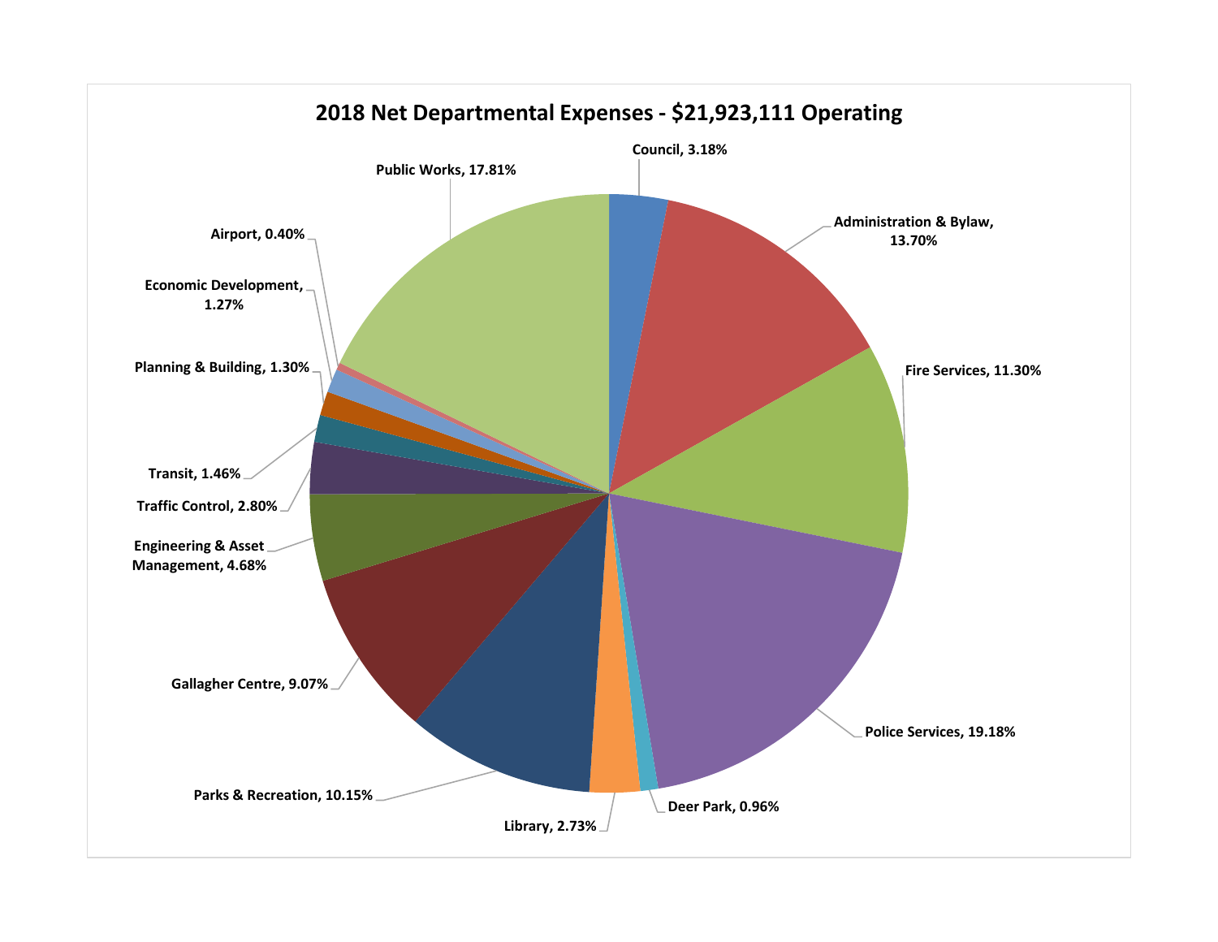## 2018 Net Departmental Expenses - $21,923,111 Operating

| Department | Percentage |
|---|---|
| Council | 3.18% |
| Administration & Bylaw | 13.70% |
| Fire Services | 11.30% |
| Police Services | 19.18% |
| Deer Park | 0.96% |
| Library | 2.73% |
| Parks & Recreation | 10.15% |
| Gallagher Centre | 9.07% |
| Engineering & Asset Management | 4.68% |
| Traffic Control | 2.80% |
| Transit | 1.46% |
| Planning & Building | 1.30% |
| Economic Development | 1.27% |
| Airport | 0.40% |
| Public Works | 17.81% |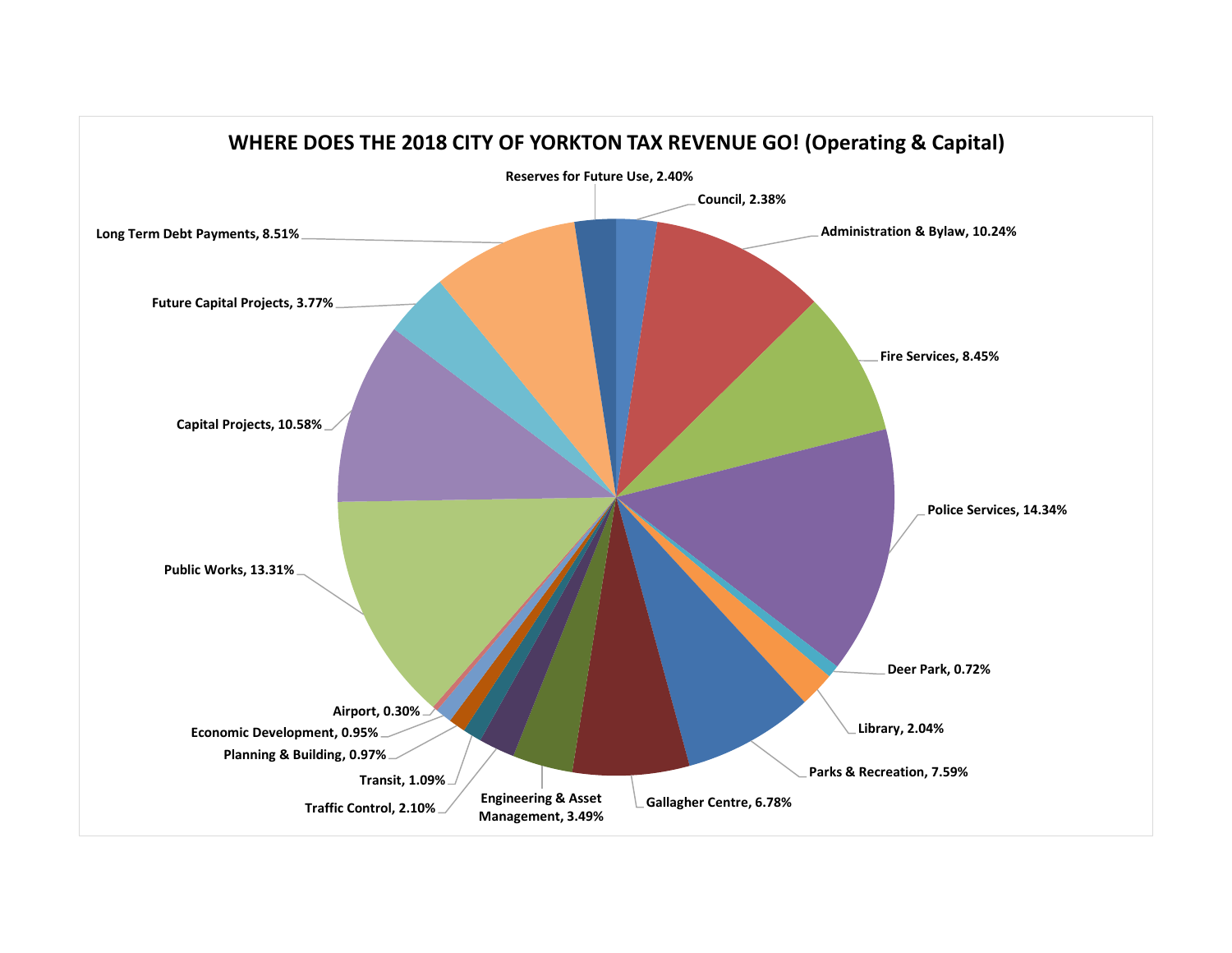**WHERE DOES THE 2018 CITY OF YORKTON TAX REVENUE GO! (Operating & Capital)**

Reserves for Future Use, 2.40%

Council, 2.38%

Administration & Bylaw, 10.24%

Fire Services, 8.45%

Police Services, 14.34%

Deer Park, 0.72%

Library, 2.04%

Parks & Recreation, 7.59%

Gallagher Centre, 6.78%

Engineering & Asset Management, 3.49%

Traffic Control, 2.10%

Transit, 1.09%

Planning & Building, 0.97%

Economic Development, 0.95%

Airport, 0.30%

Public Works, 13.31%

Capital Projects, 10.58%

Future Capital Projects, 3.77%

Long Term Debt Payments, 8.51%